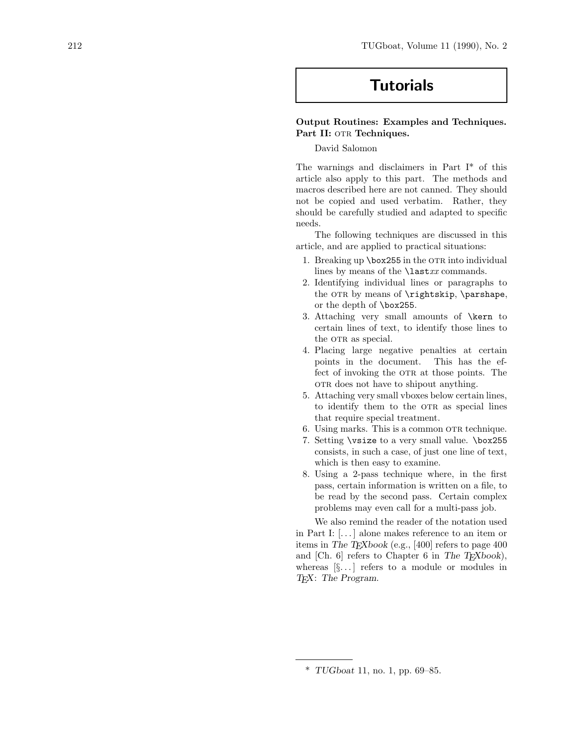# Tutorials

## Output Routines: Examples and Techniques. Part II: OTR Techniques.

David Salomon

The warnings and disclaimers in Part I* of this article also apply to this part. The methods and macros described here are not canned. They should not be copied and used verbatim. Rather, they should be carefully studied and adapted to specific needs.

The following techniques are discussed in this article, and are applied to practical situations:

1. Breaking up `\box255` in the OTR into individual lines by means of the `\last`*xx* commands.
2. Identifying individual lines or paragraphs to the OTR by means of `\rightskip`, `\parshape`, or the depth of `\box255`.
3. Attaching very small amounts of `\kern` to certain lines of text, to identify those lines to the OTR as special.
4. Placing large negative penalties at certain points in the document. This has the effect of invoking the OTR at those points. The OTR does not have to shipout anything.
5. Attaching very small vboxes below certain lines, to identify them to the OTR as special lines that require special treatment.
6. Using marks. This is a common OTR technique.
7. Setting `\vsize` to a very small value. `\box255` consists, in such a case, of just one line of text, which is then easy to examine.
8. Using a 2-pass technique where, in the first pass, certain information is written on a file, to be read by the second pass. Certain complex problems may even call for a multi-pass job.

We also remind the reader of the notation used in Part I: [...] alone makes reference to an item or items in *The TeXbook* (e.g., [400] refers to page 400 and [Ch. 6] refers to Chapter 6 in *The TeXbook*), whereas [§...] refers to a module or modules in *TeX: The Program*.

---

\* *TUGboat* 11, no. 1, pp. 69–85.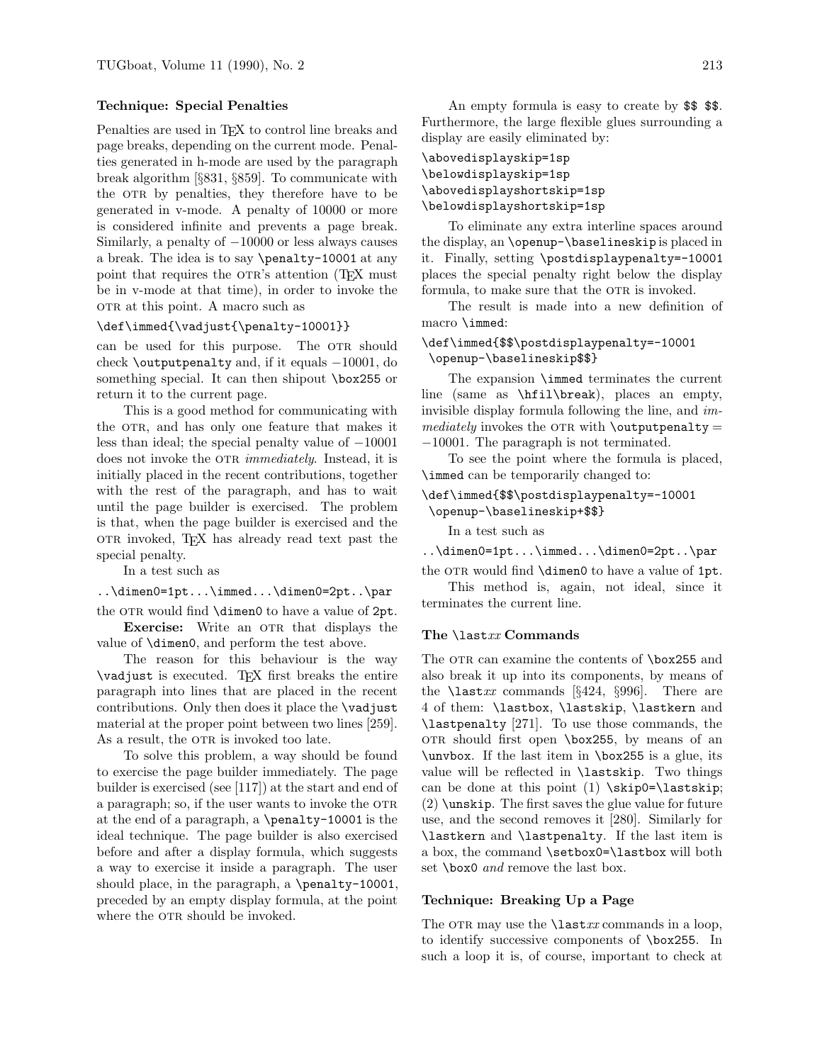### Technique: Special Penalties

Penalties are used in TeX to control line breaks and page breaks, depending on the current mode. Penalties generated in h-mode are used by the paragraph break algorithm [§831, §859]. To communicate with the OTR by penalties, they therefore have to be generated in v-mode. A penalty of 10000 or more is considered infinite and prevents a page break. Similarly, a penalty of −10000 or less always causes a break. The idea is to say `\penalty-10001` at any point that requires the OTR's attention (TeX must be in v-mode at that time), in order to invoke the OTR at this point. A macro such as

```
\def\immed{\vadjust{\penalty-10001}}
```

can be used for this purpose. The OTR should check `\outputpenalty` and, if it equals −10001, do something special. It can then shipout `\box255` or return it to the current page.

This is a good method for communicating with the OTR, and has only one feature that makes it less than ideal; the special penalty value of −10001 does not invoke the OTR *immediately*. Instead, it is initially placed in the recent contributions, together with the rest of the paragraph, and has to wait until the page builder is exercised. The problem is that, when the page builder is exercised and the OTR invoked, TeX has already read text past the special penalty.

In a test such as

```
..\dimen0=1pt...\immed...\dimen0=2pt..\par
```

the OTR would find `\dimen0` to have a value of `2pt`.

**Exercise:** Write an OTR that displays the value of `\dimen0`, and perform the test above.

The reason for this behaviour is the way `\vadjust` is executed. TeX first breaks the entire paragraph into lines that are placed in the recent contributions. Only then does it place the `\vadjust` material at the proper point between two lines [259]. As a result, the OTR is invoked too late.

To solve this problem, a way should be found to exercise the page builder immediately. The page builder is exercised (see [117]) at the start and end of a paragraph; so, if the user wants to invoke the OTR at the end of a paragraph, a `\penalty-10001` is the ideal technique. The page builder is also exercised before and after a display formula, which suggests a way to exercise it inside a paragraph. The user should place, in the paragraph, a `\penalty-10001`, preceded by an empty display formula, at the point where the OTR should be invoked.

An empty formula is easy to create by `$$ $$`. Furthermore, the large flexible glues surrounding a display are easily eliminated by:

```
\abovedisplayskip=1sp
\belowdisplayskip=1sp
\abovedisplayshortskip=1sp
\belowdisplayshortskip=1sp
```

To eliminate any extra interline spaces around the display, an `\openup-\baselineskip` is placed in it. Finally, setting `\postdisplaypenalty=-10001` places the special penalty right below the display formula, to make sure that the OTR is invoked.

The result is made into a new definition of macro `\immed`:

```
\def\immed{$$\postdisplaypenalty=-10001
 \openup-\baselineskip$$}
```

The expansion `\immed` terminates the current line (same as `\hfil\break`), places an empty, invisible display formula following the line, and *immediately* invokes the OTR with `\outputpenalty` = −10001. The paragraph is not terminated.

To see the point where the formula is placed, `\immed` can be temporarily changed to:

```
\def\immed{$$\postdisplaypenalty=-10001
 \openup-\baselineskip+$$}
```

In a test such as

```
..\dimen0=1pt...\immed...\dimen0=2pt..\par
```

the OTR would find `\dimen0` to have a value of `1pt`.

This method is, again, not ideal, since it terminates the current line.

### The `\last`*xx* Commands

The OTR can examine the contents of `\box255` and also break it up into its components, by means of the `\last`*xx* commands [§424, §996]. There are 4 of them: `\lastbox`, `\lastskip`, `\lastkern` and `\lastpenalty` [271]. To use those commands, the OTR should first open `\box255`, by means of an `\unvbox`. If the last item in `\box255` is a glue, its value will be reflected in `\lastskip`. Two things can be done at this point (1) `\skip0=\lastskip`; (2) `\unskip`. The first saves the glue value for future use, and the second removes it [280]. Similarly for `\lastkern` and `\lastpenalty`. If the last item is a box, the command `\setbox0=\lastbox` will both set `\box0` *and* remove the last box.

### Technique: Breaking Up a Page

The OTR may use the `\last`*xx* commands in a loop, to identify successive components of `\box255`. In such a loop it is, of course, important to check at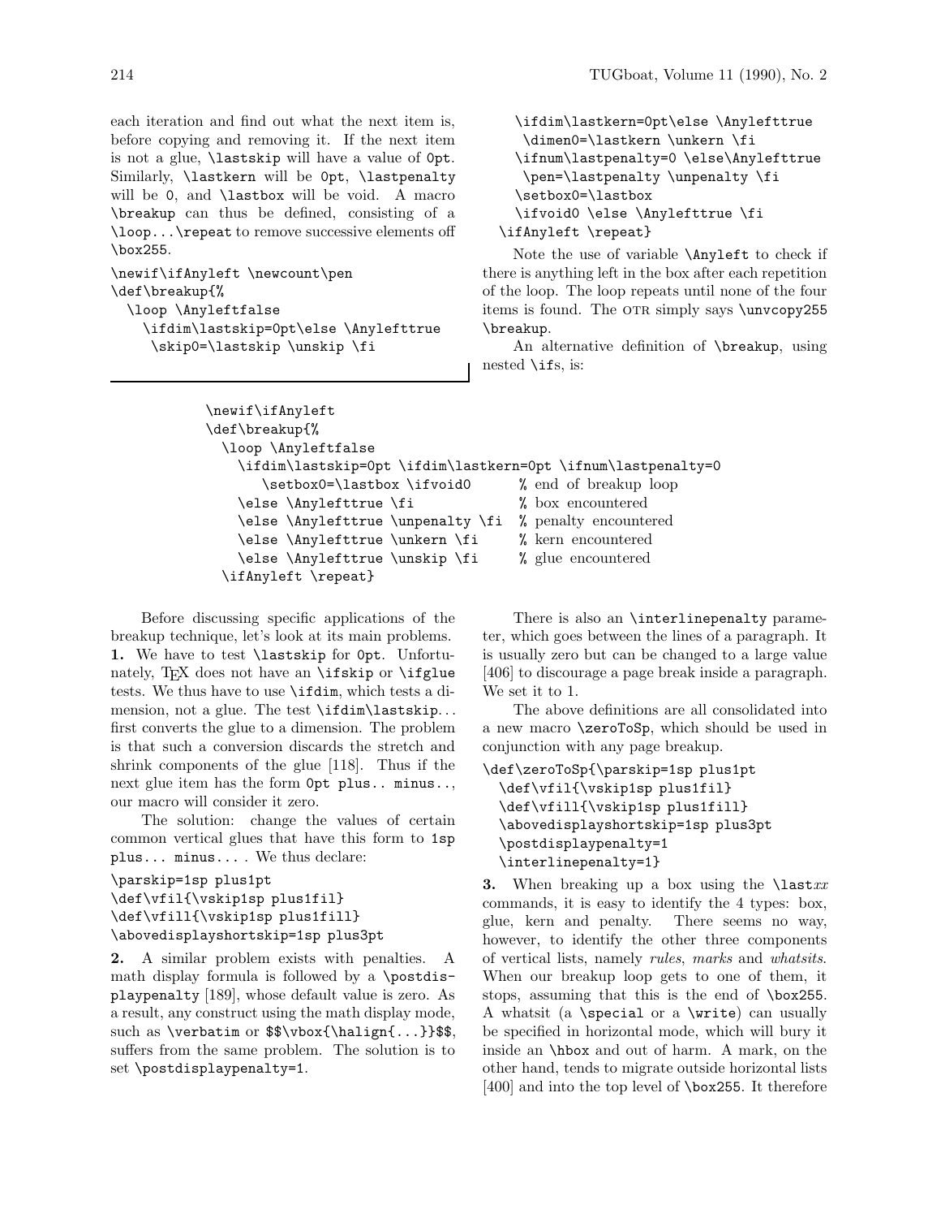each iteration and find out what the next item is, before copying and removing it. If the next item is not a glue, `\lastskip` will have a value of `0pt`. Similarly, `\lastkern` will be `0pt`, `\lastpenalty` will be `0`, and `\lastbox` will be void. A macro `\breakup` can thus be defined, consisting of a `\loop...\repeat` to remove successive elements off `\box255`.

```
\newif\ifAnyleft \newcount\pen
\def\breakup{%
  \loop \Anyleftfalse
    \ifdim\lastskip=0pt\else \Anylefttrue
     \skip0=\lastskip \unskip \fi
    \ifdim\lastkern=0pt\else \Anylefttrue
     \dimen0=\lastkern \unkern \fi
    \ifnum\lastpenalty=0 \else\Anylefttrue
     \pen=\lastpenalty \unpenalty \fi
    \setbox0=\lastbox
    \ifvoid0 \else \Anylefttrue \fi
  \ifAnyleft \repeat}
```

Note the use of variable `\Anyleft` to check if there is anything left in the box after each repetition of the loop. The loop repeats until none of the four items is found. The OTR simply says `\unvcopy255 \breakup`.

An alternative definition of `\breakup`, using nested `\if`s, is:

```
\newif\ifAnyleft
\def\breakup{%
  \loop \Anyleftfalse
    \ifdim\lastskip=0pt \ifdim\lastkern=0pt \ifnum\lastpenalty=0
       \setbox0=\lastbox \ifvoid0        % end of breakup loop
    \else \Anylefttrue \fi               % box encountered
    \else \Anylefttrue \unpenalty \fi    % penalty encountered
    \else \Anylefttrue \unkern \fi       % kern encountered
    \else \Anylefttrue \unskip \fi       % glue encountered
  \ifAnyleft \repeat}
```

Before discussing specific applications of the breakup technique, let's look at its main problems.

**1.** We have to test `\lastskip` for `0pt`. Unfortunately, TeX does not have an `\ifskip` or `\ifglue` tests. We thus have to use `\ifdim`, which tests a dimension, not a glue. The test `\ifdim\lastskip...` first converts the glue to a dimension. The problem is that such a conversion discards the stretch and shrink components of the glue [118]. Thus if the next glue item has the form `0pt plus.. minus..`, our macro will consider it zero.

The solution: change the values of certain common vertical glues that have this form to `1sp plus... minus...`. We thus declare:

```
\parskip=1sp plus1pt
\def\vfil{\vskip1sp plus1fil}
\def\vfill{\vskip1sp plus1fill}
\abovedisplayshortskip=1sp plus3pt
```

**2.** A similar problem exists with penalties. A math display formula is followed by a `\postdisplaypenalty` [189], whose default value is zero. As a result, any construct using the math display mode, such as `\verbatim` or `$$\vbox{\halign{...}}$$`, suffers from the same problem. The solution is to set `\postdisplaypenalty=1`.

There is also an `\interlinepenalty` parameter, which goes between the lines of a paragraph. It is usually zero but can be changed to a large value [406] to discourage a page break inside a paragraph. We set it to 1.

The above definitions are all consolidated into a new macro `\zeroToSp`, which should be used in conjunction with any page breakup.

```
\def\zeroToSp{\parskip=1sp plus1pt
  \def\vfil{\vskip1sp plus1fil}
  \def\vfill{\vskip1sp plus1fill}
  \abovedisplayshortskip=1sp plus3pt
  \postdisplaypenalty=1
  \interlinepenalty=1}
```

**3.** When breaking up a box using the `\last`*xx* commands, it is easy to identify the 4 types: box, glue, kern and penalty. There seems no way, however, to identify the other three components of vertical lists, namely *rules*, *marks* and *whatsits*. When our breakup loop gets to one of them, it stops, assuming that this is the end of `\box255`. A whatsit (a `\special` or a `\write`) can usually be specified in horizontal mode, which will bury it inside an `\hbox` and out of harm. A mark, on the other hand, tends to migrate outside horizontal lists [400] and into the top level of `\box255`. It therefore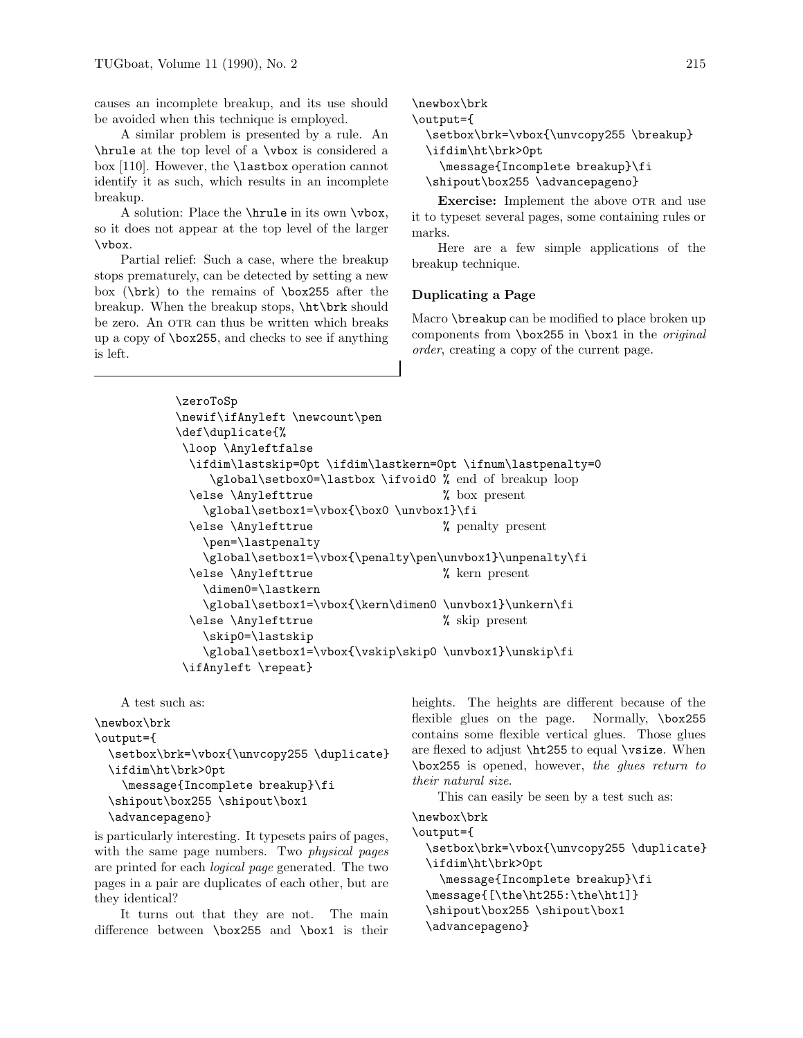causes an incomplete breakup, and its use should be avoided when this technique is employed.

A similar problem is presented by a rule. An `\hrule` at the top level of a `\vbox` is considered a box [110]. However, the `\lastbox` operation cannot identify it as such, which results in an incomplete breakup.

A solution: Place the `\hrule` in its own `\vbox`, so it does not appear at the top level of the larger `\vbox`.

Partial relief: Such a case, where the breakup stops prematurely, can be detected by setting a new box (`\brk`) to the remains of `\box255` after the breakup. When the breakup stops, `\ht\brk` should be zero. An OTR can thus be written which breaks up a copy of `\box255`, and checks to see if anything is left.

```
\newbox\brk
\output={
  \setbox\brk=\vbox{\unvcopy255 \breakup}
  \ifdim\ht\brk>0pt
    \message{Incomplete breakup}\fi
  \shipout\box255 \advancepageno}
```

**Exercise:** Implement the above OTR and use it to typeset several pages, some containing rules or marks.

Here are a few simple applications of the breakup technique.

### Duplicating a Page

Macro `\breakup` can be modified to place broken up components from `\box255` in `\box1` in the *original order*, creating a copy of the current page.

```
\zeroToSp
\newif\ifAnyleft \newcount\pen
\def\duplicate{%
 \loop \Anyleftfalse
  \ifdim\lastskip=0pt \ifdim\lastkern=0pt \ifnum\lastpenalty=0
     \global\setbox0=\lastbox \ifvoid0 % end of breakup loop
  \else \Anylefttrue                   % box present
    \global\setbox1=\vbox{\box0 \unvbox1}\fi
  \else \Anylefttrue                   % penalty present
    \pen=\lastpenalty
    \global\setbox1=\vbox{\penalty\pen\unvbox1}\unpenalty\fi
  \else \Anylefttrue                   % kern present
    \dimen0=\lastkern
    \global\setbox1=\vbox{\kern\dimen0 \unvbox1}\unkern\fi
  \else \Anylefttrue                   % skip present
    \skip0=\lastskip
    \global\setbox1=\vbox{\vskip\skip0 \unvbox1}\unskip\fi
 \ifAnyleft \repeat}
```

A test such as:

```
\newbox\brk
\output={
  \setbox\brk=\vbox{\unvcopy255 \duplicate}
  \ifdim\ht\brk>0pt
    \message{Incomplete breakup}\fi
  \shipout\box255 \shipout\box1
  \advancepageno}
```

is particularly interesting. It typesets pairs of pages, with the same page numbers. Two *physical pages* are printed for each *logical page* generated. The two pages in a pair are duplicates of each other, but are they identical?

It turns out that they are not. The main difference between `\box255` and `\box1` is their heights. The heights are different because of the flexible glues on the page. Normally, `\box255` contains some flexible vertical glues. Those glues are flexed to adjust `\ht255` to equal `\vsize`. When `\box255` is opened, however, *the glues return to their natural size*.

This can easily be seen by a test such as:

```
\newbox\brk
\output={
  \setbox\brk=\vbox{\unvcopy255 \duplicate}
  \ifdim\ht\brk>0pt
    \message{Incomplete breakup}\fi
  \message{[\the\ht255:\the\ht1]}
  \shipout\box255 \shipout\box1
  \advancepageno}
```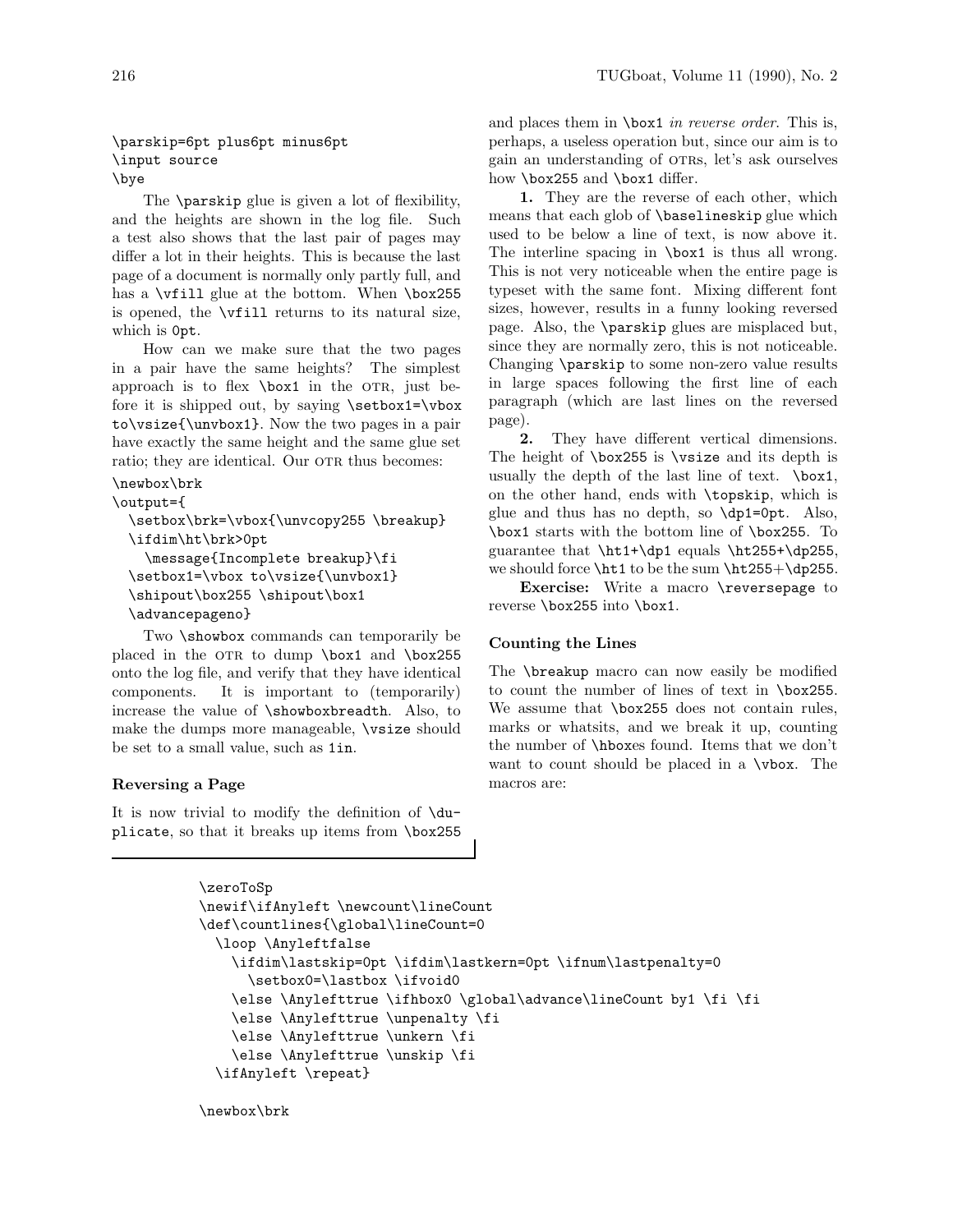```
\parskip=6pt plus6pt minus6pt
\input source
\bye
```

The `\parskip` glue is given a lot of flexibility, and the heights are shown in the log file. Such a test also shows that the last pair of pages may differ a lot in their heights. This is because the last page of a document is normally only partly full, and has a `\vfill` glue at the bottom. When `\box255` is opened, the `\vfill` returns to its natural size, which is `0pt`.

How can we make sure that the two pages in a pair have the same heights? The simplest approach is to flex `\box1` in the OTR, just before it is shipped out, by saying `\setbox1=\vbox to\vsize{\unvbox1}`. Now the two pages in a pair have exactly the same height and the same glue set ratio; they are identical. Our OTR thus becomes:

```
\newbox\brk
\output={
  \setbox\brk=\vbox{\unvcopy255 \breakup}
  \ifdim\ht\brk>0pt
    \message{Incomplete breakup}\fi
  \setbox1=\vbox to\vsize{\unvbox1}
  \shipout\box255 \shipout\box1
  \advancepageno}
```

Two `\showbox` commands can temporarily be placed in the OTR to dump `\box1` and `\box255` onto the log file, and verify that they have identical components. It is important to (temporarily) increase the value of `\showboxbreadth`. Also, to make the dumps more manageable, `\vsize` should be set to a small value, such as `1in`.

### Reversing a Page

It is now trivial to modify the definition of `\duplicate`, so that it breaks up items from `\box255` and places them in `\box1` *in reverse order*. This is, perhaps, a useless operation but, since our aim is to gain an understanding of OTRs, let's ask ourselves how `\box255` and `\box1` differ.

**1.** They are the reverse of each other, which means that each glob of `\baselineskip` glue which used to be below a line of text, is now above it. The interline spacing in `\box1` is thus all wrong. This is not very noticeable when the entire page is typeset with the same font. Mixing different font sizes, however, results in a funny looking reversed page. Also, the `\parskip` glues are misplaced but, since they are normally zero, this is not noticeable. Changing `\parskip` to some non-zero value results in large spaces following the first line of each paragraph (which are last lines on the reversed page).

**2.** They have different vertical dimensions. The height of `\box255` is `\vsize` and its depth is usually the depth of the last line of text. `\box1`, on the other hand, ends with `\topskip`, which is glue and thus has no depth, so `\dp1=0pt`. Also, `\box1` starts with the bottom line of `\box255`. To guarantee that `\ht1+\dp1` equals `\ht255+\dp255`, we should force `\ht1` to be the sum `\ht255+\dp255`.

**Exercise:** Write a macro `\reversepage` to reverse `\box255` into `\box1`.

### Counting the Lines

The `\breakup` macro can now easily be modified to count the number of lines of text in `\box255`. We assume that `\box255` does not contain rules, marks or whatsits, and we break it up, counting the number of `\hbox`es found. Items that we don't want to count should be placed in a `\vbox`. The macros are:

```
\zeroToSp
\newif\ifAnyleft \newcount\lineCount
\def\countlines{\global\lineCount=0
  \loop \Anyleftfalse
    \ifdim\lastskip=0pt \ifdim\lastkern=0pt \ifnum\lastpenalty=0
      \setbox0=\lastbox \ifvoid0
    \else \Anylefttrue \ifhbox0 \global\advance\lineCount by1 \fi \fi
    \else \Anylefttrue \unpenalty \fi
    \else \Anylefttrue \unkern \fi
    \else \Anylefttrue \unskip \fi
  \ifAnyleft \repeat}

\newbox\brk
```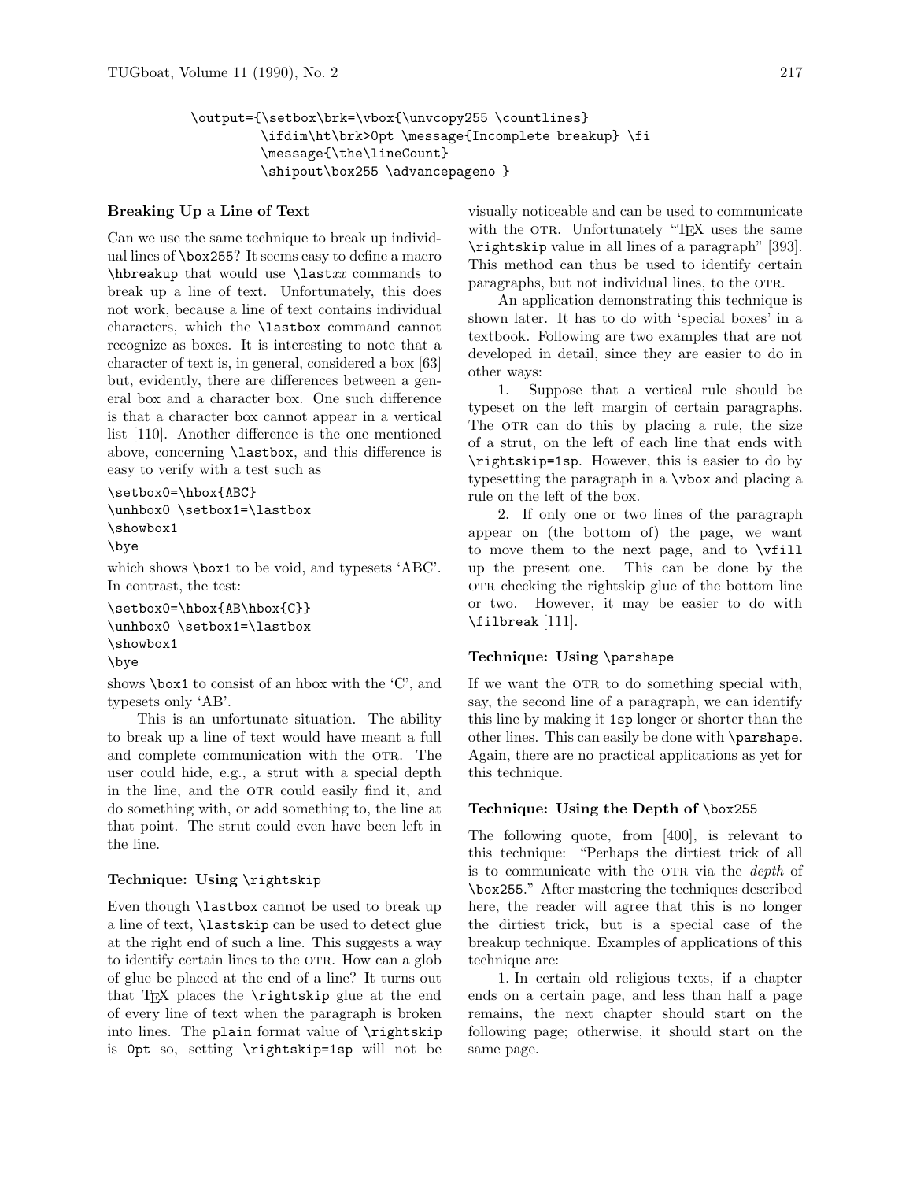```
\output={\setbox\brk=\vbox{\unvcopy255 \countlines}
        \ifdim\ht\brk>0pt \message{Incomplete breakup} \fi
        \message{\the\lineCount}
        \shipout\box255 \advancepageno }
```

### Breaking Up a Line of Text

Can we use the same technique to break up individual lines of `\box255`? It seems easy to define a macro `\hbreakup` that would use `\last`*xx* commands to break up a line of text. Unfortunately, this does not work, because a line of text contains individual characters, which the `\lastbox` command cannot recognize as boxes. It is interesting to note that a character of text is, in general, considered a box [63] but, evidently, there are differences between a general box and a character box. One such difference is that a character box cannot appear in a vertical list [110]. Another difference is the one mentioned above, concerning `\lastbox`, and this difference is easy to verify with a test such as

```
\setbox0=\hbox{ABC}
\unhbox0 \setbox1=\lastbox
\showbox1
\bye
```

which shows `\box1` to be void, and typesets 'ABC'. In contrast, the test:

```
\setbox0=\hbox{AB\hbox{C}}
\unhbox0 \setbox1=\lastbox
\showbox1
\bye
```

shows `\box1` to consist of an hbox with the 'C', and typesets only 'AB'.

This is an unfortunate situation. The ability to break up a line of text would have meant a full and complete communication with the OTR. The user could hide, e.g., a strut with a special depth in the line, and the OTR could easily find it, and do something with, or add something to, the line at that point. The strut could even have been left in the line.

### Technique: Using `\rightskip`

Even though `\lastbox` cannot be used to break up a line of text, `\lastskip` can be used to detect glue at the right end of such a line. This suggests a way to identify certain lines to the OTR. How can a glob of glue be placed at the end of a line? It turns out that TeX places the `\rightskip` glue at the end of every line of text when the paragraph is broken into lines. The `plain` format value of `\rightskip` is `0pt` so, setting `\rightskip=1sp` will not be visually noticeable and can be used to communicate with the OTR. Unfortunately "TeX uses the same `\rightskip` value in all lines of a paragraph" [393]. This method can thus be used to identify certain paragraphs, but not individual lines, to the OTR.

An application demonstrating this technique is shown later. It has to do with 'special boxes' in a textbook. Following are two examples that are not developed in detail, since they are easier to do in other ways:

1. Suppose that a vertical rule should be typeset on the left margin of certain paragraphs. The OTR can do this by placing a rule, the size of a strut, on the left of each line that ends with `\rightskip=1sp`. However, this is easier to do by typesetting the paragraph in a `\vbox` and placing a rule on the left of the box.

2. If only one or two lines of the paragraph appear on (the bottom of) the page, we want to move them to the next page, and to `\vfill` up the present one. This can be done by the OTR checking the rightskip glue of the bottom line or two. However, it may be easier to do with `\filbreak` [111].

### Technique: Using `\parshape`

If we want the OTR to do something special with, say, the second line of a paragraph, we can identify this line by making it `1sp` longer or shorter than the other lines. This can easily be done with `\parshape`. Again, there are no practical applications as yet for this technique.

### Technique: Using the Depth of `\box255`

The following quote, from [400], is relevant to this technique: "Perhaps the dirtiest trick of all is to communicate with the OTR via the *depth* of `\box255`." After mastering the techniques described here, the reader will agree that this is no longer the dirtiest trick, but is a special case of the breakup technique. Examples of applications of this technique are:

1. In certain old religious texts, if a chapter ends on a certain page, and less than half a page remains, the next chapter should start on the following page; otherwise, it should start on the same page.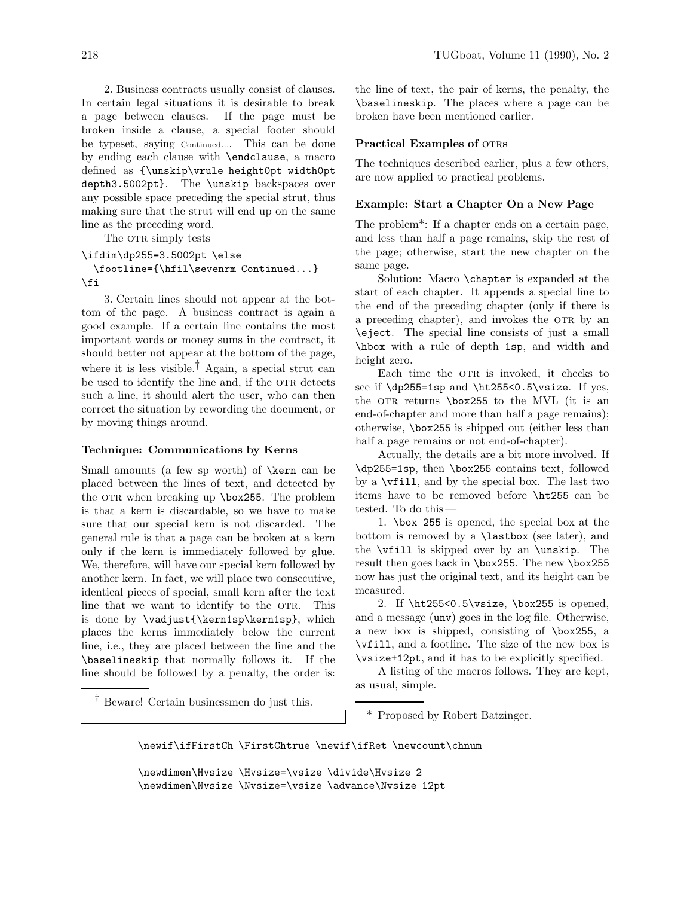2. Business contracts usually consist of clauses. In certain legal situations it is desirable to break a page between clauses. If the page must be broken inside a clause, a special footer should be typeset, saying Continued.... This can be done by ending each clause with `\endclause`, a macro defined as `{\unskip\vrule height0pt width0pt depth3.5002pt}`. The `\unskip` backspaces over any possible space preceding the special strut, thus making sure that the strut will end up on the same line as the preceding word.

The OTR simply tests

```
\ifdim\dp255=3.5002pt \else
  \footline={\hfil\sevenrm Continued...}
\fi
```

3. Certain lines should not appear at the bottom of the page. A business contract is again a good example. If a certain line contains the most important words or money sums in the contract, it should better not appear at the bottom of the page, where it is less visible.[†] Again, a special strut can be used to identify the line and, if the OTR detects such a line, it should alert the user, who can then correct the situation by rewording the document, or by moving things around.

[†] Beware! Certain businessmen do just this.

### Technique: Communications by Kerns

Small amounts (a few sp worth) of `\kern` can be placed between the lines of text, and detected by the OTR when breaking up `\box255`. The problem is that a kern is discardable, so we have to make sure that our special kern is not discarded. The general rule is that a page can be broken at a kern only if the kern is immediately followed by glue. We, therefore, will have our special kern followed by another kern. In fact, we will place two consecutive, identical pieces of special, small kern after the text line that we want to identify to the OTR. This is done by `\vadjust{\kern1sp\kern1sp}`, which places the kerns immediately below the current line, i.e., they are placed between the line and the `\baselineskip` that normally follows it. If the line should be followed by a penalty, the order is: the line of text, the pair of kerns, the penalty, the `\baselineskip`. The places where a page can be broken have been mentioned earlier.

### Practical Examples of OTRs

The techniques described earlier, plus a few others, are now applied to practical problems.

### Example: Start a Chapter On a New Page

The problem*: If a chapter ends on a certain page, and less than half a page remains, skip the rest of the page; otherwise, start the new chapter on the same page.

Solution: Macro `\chapter` is expanded at the start of each chapter. It appends a special line to the end of the preceding chapter (only if there is a preceding chapter), and invokes the OTR by an `\eject`. The special line consists of just a small `\hbox` with a rule of depth `1sp`, and width and height zero.

Each time the OTR is invoked, it checks to see if `\dp255=1sp` and `\ht255<0.5\vsize`. If yes, the OTR returns `\box255` to the MVL (it is an end-of-chapter and more than half a page remains); otherwise, `\box255` is shipped out (either less than half a page remains or not end-of-chapter).

Actually, the details are a bit more involved. If `\dp255=1sp`, then `\box255` contains text, followed by a `\vfill`, and by the special box. The last two items have to be removed before `\ht255` can be tested. To do this—

1. `\box 255` is opened, the special box at the bottom is removed by a `\lastbox` (see later), and the `\vfill` is skipped over by an `\unskip`. The result then goes back in `\box255`. The new `\box255` now has just the original text, and its height can be measured.

2. If `\ht255<0.5\vsize`, `\box255` is opened, and a message (`unv`) goes in the log file. Otherwise, a new box is shipped, consisting of `\box255`, a `\vfill`, and a footline. The size of the new box is `\vsize+12pt`, and it has to be explicitly specified.

A listing of the macros follows. They are kept, as usual, simple.

\* Proposed by Robert Batzinger.

```
\newif\ifFirstCh \FirstChtrue \newif\ifRet \newcount\chnum

\newdimen\Hvsize \Hvsize=\vsize \divide\Hvsize 2
\newdimen\Nvsize \Nvsize=\vsize \advance\Nvsize 12pt
```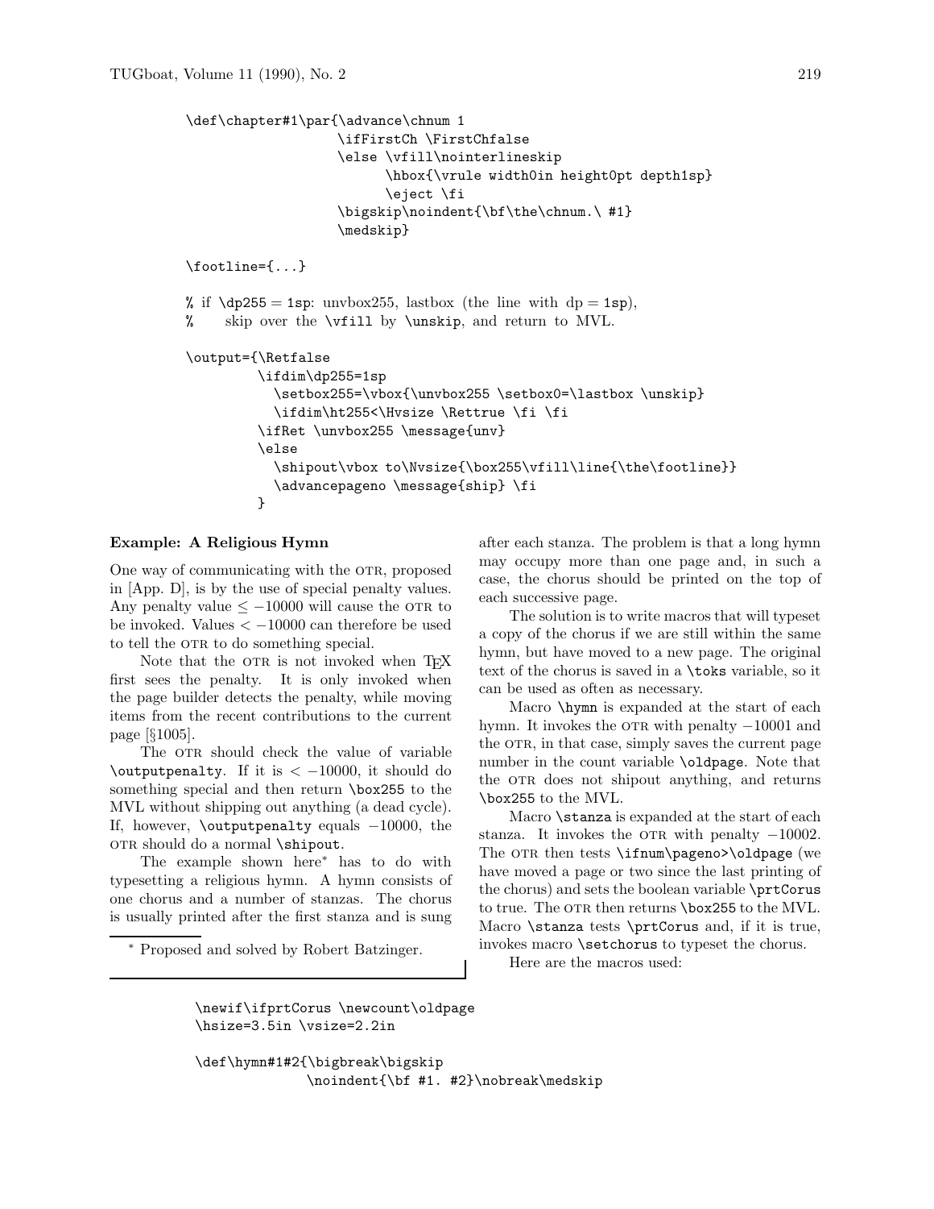```
\def\chapter#1\par{\advance\chnum 1
                  \ifFirstCh \FirstChfalse
                  \else \vfill\nointerlineskip
                        \hbox{\vrule width0in height0pt depth1sp}
                        \eject \fi
                  \bigskip\noindent{\bf\the\chnum.\ #1}
                  \medskip}

\footline={...}

% if \dp255 = 1sp: unvbox255, lastbox (the line with dp = 1sp),
%    skip over the \vfill by \unskip, and return to MVL.

\output={\Retfalse
        \ifdim\dp255=1sp
          \setbox255=\vbox{\unvbox255 \setbox0=\lastbox \unskip}
          \ifdim\ht255<\Hvsize \Rettrue \fi \fi
        \ifRet \unvbox255 \message{unv}
        \else
          \shipout\vbox to\Nvsize{\box255\vfill\line{\the\footline}}
          \advancepageno \message{ship} \fi
        }
```

### Example: A Religious Hymn

One way of communicating with the OTR, proposed in [App. D], is by the use of special penalty values. Any penalty value $\leq -10000$ will cause the OTR to be invoked. Values $< -10000$ can therefore be used to tell the OTR to do something special.

Note that the OTR is not invoked when TeX first sees the penalty. It is only invoked when the page builder detects the penalty, while moving items from the recent contributions to the current page [§1005].

The OTR should check the value of variable `\outputpenalty`. If it is $< -10000$, it should do something special and then return `\box255` to the MVL without shipping out anything (a dead cycle). If, however, `\outputpenalty` equals $-10000$, the OTR should do a normal `\shipout`.

The example shown here* has to do with typesetting a religious hymn. A hymn consists of one chorus and a number of stanzas. The chorus is usually printed after the first stanza and is sung after each stanza. The problem is that a long hymn may occupy more than one page and, in such a case, the chorus should be printed on the top of each successive page.

The solution is to write macros that will typeset a copy of the chorus if we are still within the same hymn, but have moved to a new page. The original text of the chorus is saved in a `\toks` variable, so it can be used as often as necessary.

Macro `\hymn` is expanded at the start of each hymn. It invokes the OTR with penalty $-10001$ and the OTR, in that case, simply saves the current page number in the count variable `\oldpage`. Note that the OTR does not shipout anything, and returns `\box255` to the MVL.

Macro `\stanza` is expanded at the start of each stanza. It invokes the OTR with penalty $-10002$. The OTR then tests `\ifnum\pageno>\oldpage` (we have moved a page or two since the last printing of the chorus) and sets the boolean variable `\prtCorus` to true. The OTR then returns `\box255` to the MVL. Macro `\stanza` tests `\prtCorus` and, if it is true, invokes macro `\setchorus` to typeset the chorus.

Here are the macros used:

* Proposed and solved by Robert Batzinger.

```
\newif\ifprtCorus \newcount\oldpage
\hsize=3.5in \vsize=2.2in

\def\hymn#1#2{\bigbreak\bigskip
              \noindent{\bf #1. #2}\nobreak\medskip
```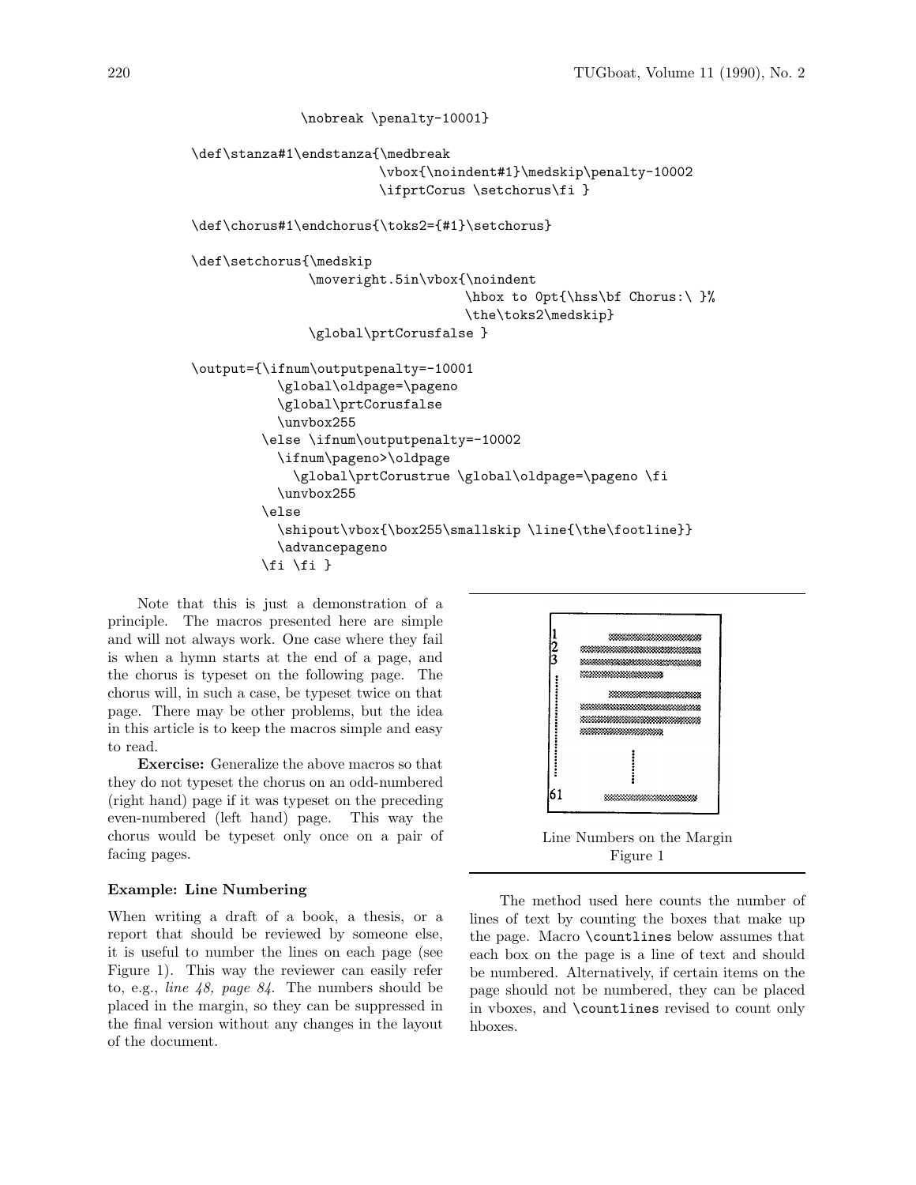```
                \nobreak \penalty-10001}

\def\stanza#1\endstanza{\medbreak
                        \vbox{\noindent#1}\medskip\penalty-10002
                        \ifprtCorus \setchorus\fi }

\def\chorus#1\endchorus{\toks2={#1}\setchorus}

\def\setchorus{\medskip
               \moveright.5in\vbox{\noindent
                                   \hbox to 0pt{\hss\bf Chorus:\ }%
                                   \the\toks2\medskip}
               \global\prtCorusfalse }

\output={\ifnum\outputpenalty=-10001
           \global\oldpage=\pageno
           \global\prtCorusfalse
           \unvbox255
         \else \ifnum\outputpenalty=-10002
           \ifnum\pageno>\oldpage
             \global\prtCorustrue \global\oldpage=\pageno \fi
           \unvbox255
         \else
           \shipout\vbox{\box255\smallskip \line{\the\footline}}
           \advancepageno
         \fi \fi }
```

Note that this is just a demonstration of a principle. The macros presented here are simple and will not always work. One case where they fail is when a hymn starts at the end of a page, and the chorus is typeset on the following page. The chorus will, in such a case, be typeset twice on that page. There may be other problems, but the idea in this article is to keep the macros simple and easy to read.

**Exercise:** Generalize the above macros so that they do not typeset the chorus on an odd-numbered (right hand) page if it was typeset on the preceding even-numbered (left hand) page. This way the chorus would be typeset only once on a pair of facing pages.

### Example: Line Numbering

When writing a draft of a book, a thesis, or a report that should be reviewed by someone else, it is useful to number the lines on each page (see Figure 1). This way the reviewer can easily refer to, e.g., *line 48, page 84.* The numbers should be placed in the margin, so they can be suppressed in the final version without any changes in the layout of the document.

Line Numbers on the Margin
Figure 1

The method used here counts the number of lines of text by counting the boxes that make up the page. Macro `\countlines` below assumes that each box on the page is a line of text and should be numbered. Alternatively, if certain items on the page should not be numbered, they can be placed in vboxes, and `\countlines` revised to count only hboxes.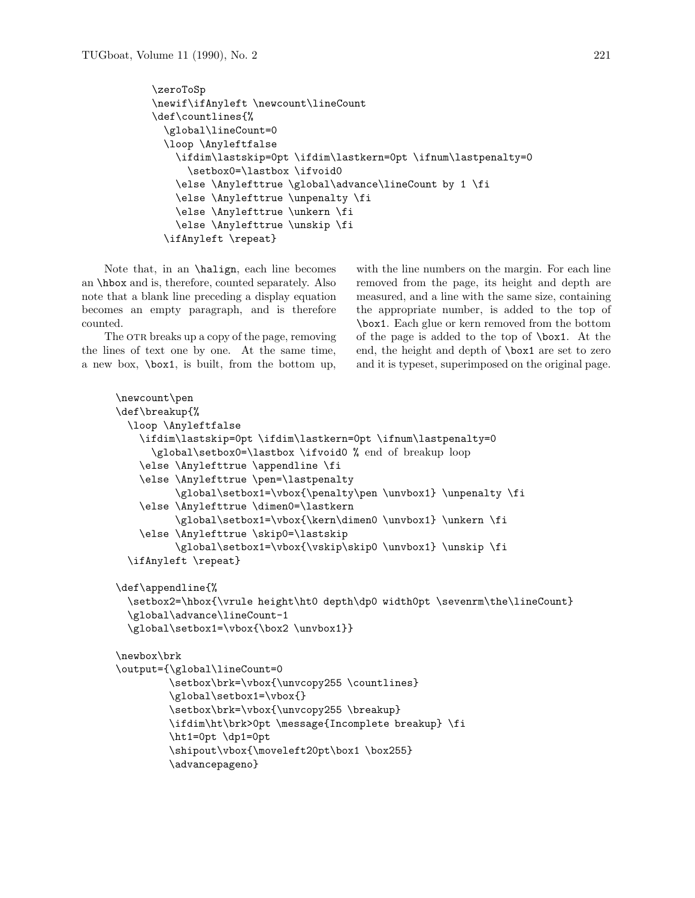```
\zeroToSp
\newif\ifAnyleft \newcount\lineCount
\def\countlines{%
  \global\lineCount=0
  \loop \Anyleftfalse
    \ifdim\lastskip=0pt \ifdim\lastkern=0pt \ifnum\lastpenalty=0
      \setbox0=\lastbox \ifvoid0
    \else \Anylefttrue \global\advance\lineCount by 1 \fi
    \else \Anylefttrue \unpenalty \fi
    \else \Anylefttrue \unkern \fi
    \else \Anylefttrue \unskip \fi
  \ifAnyleft \repeat}
```

Note that, in an `\halign`, each line becomes an `\hbox` and is, therefore, counted separately. Also note that a blank line preceding a display equation becomes an empty paragraph, and is therefore counted.

The OTR breaks up a copy of the page, removing the lines of text one by one. At the same time, a new box, `\box1`, is built, from the bottom up, with the line numbers on the margin. For each line removed from the page, its height and depth are measured, and a line with the same size, containing the appropriate number, is added to the top of `\box1`. Each glue or kern removed from the bottom of the page is added to the top of `\box1`. At the end, the height and depth of `\box1` are set to zero and it is typeset, superimposed on the original page.

```
\newcount\pen
\def\breakup{%
  \loop \Anyleftfalse
    \ifdim\lastskip=0pt \ifdim\lastkern=0pt \ifnum\lastpenalty=0
      \global\setbox0=\lastbox \ifvoid0 % end of breakup loop
    \else \Anylefttrue \appendline \fi
    \else \Anylefttrue \pen=\lastpenalty
          \global\setbox1=\vbox{\penalty\pen \unvbox1} \unpenalty \fi
    \else \Anylefttrue \dimen0=\lastkern
          \global\setbox1=\vbox{\kern\dimen0 \unvbox1} \unkern \fi
    \else \Anylefttrue \skip0=\lastskip
          \global\setbox1=\vbox{\vskip\skip0 \unvbox1} \unskip \fi
  \ifAnyleft \repeat}

\def\appendline{%
  \setbox2=\hbox{\vrule height\ht0 depth\dp0 width0pt \sevenrm\the\lineCount}
  \global\advance\lineCount-1
  \global\setbox1=\vbox{\box2 \unvbox1}}

\newbox\brk
\output={\global\lineCount=0
         \setbox\brk=\vbox{\unvcopy255 \countlines}
         \global\setbox1=\vbox{}
         \setbox\brk=\vbox{\unvcopy255 \breakup}
         \ifdim\ht\brk>0pt \message{Incomplete breakup} \fi
         \ht1=0pt \dp1=0pt
         \shipout\vbox{\moveleft20pt\box1 \box255}
         \advancepageno}
```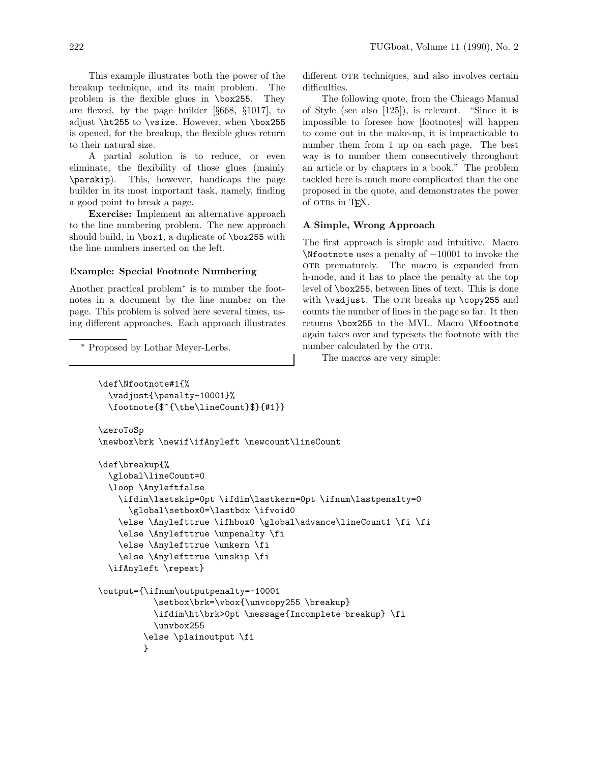This example illustrates both the power of the breakup technique, and its main problem. The problem is the flexible glues in `\box255`. They are flexed, by the page builder [§668, §1017], to adjust `\ht255` to `\vsize`. However, when `\box255` is opened, for the breakup, the flexible glues return to their natural size.

A partial solution is to reduce, or even eliminate, the flexibility of those glues (mainly `\parskip`). This, however, handicaps the page builder in its most important task, namely, finding a good point to break a page.

**Exercise:** Implement an alternative approach to the line numbering problem. The new approach should build, in `\box1`, a duplicate of `\box255` with the line numbers inserted on the left.

### Example: Special Footnote Numbering

Another practical problem* is to number the footnotes in a document by the line number on the page. This problem is solved here several times, using different approaches. Each approach illustrates different OTR techniques, and also involves certain difficulties.

\* Proposed by Lothar Meyer-Lerbs.

The following quote, from the Chicago Manual of Style (see also [125]), is relevant. "Since it is impossible to foresee how [footnotes] will happen to come out in the make-up, it is impracticable to number them from 1 up on each page. The best way is to number them consecutively throughout an article or by chapters in a book." The problem tackled here is much more complicated than the one proposed in the quote, and demonstrates the power of OTRs in TeX.

### A Simple, Wrong Approach

The first approach is simple and intuitive. Macro `\Nfootnote` uses a penalty of $-10001$ to invoke the OTR prematurely. The macro is expanded from h-mode, and it has to place the penalty at the top level of `\box255`, between lines of text. This is done with `\vadjust`. The OTR breaks up `\copy255` and counts the number of lines in the page so far. It then returns `\box255` to the MVL. Macro `\Nfootnote` again takes over and typesets the footnote with the number calculated by the OTR.

The macros are very simple:

```
\def\Nfootnote#1{%
  \vadjust{\penalty-10001}%
  \footnote{$^{\the\lineCount}$}{#1}}

\zeroToSp
\newbox\brk \newif\ifAnyleft \newcount\lineCount

\def\breakup{%
  \global\lineCount=0
  \loop \Anyleftfalse
    \ifdim\lastskip=0pt \ifdim\lastkern=0pt \ifnum\lastpenalty=0
      \global\setbox0=\lastbox \ifvoid0
    \else \Anylefttrue \ifhbox0 \global\advance\lineCount1 \fi \fi
    \else \Anylefttrue \unpenalty \fi
    \else \Anylefttrue \unkern \fi
    \else \Anylefttrue \unskip \fi
  \ifAnyleft \repeat}

\output={\ifnum\outputpenalty=-10001
           \setbox\brk=\vbox{\unvcopy255 \breakup}
           \ifdim\ht\brk>0pt \message{Incomplete breakup} \fi
           \unvbox255
         \else \plainoutput \fi
         }
```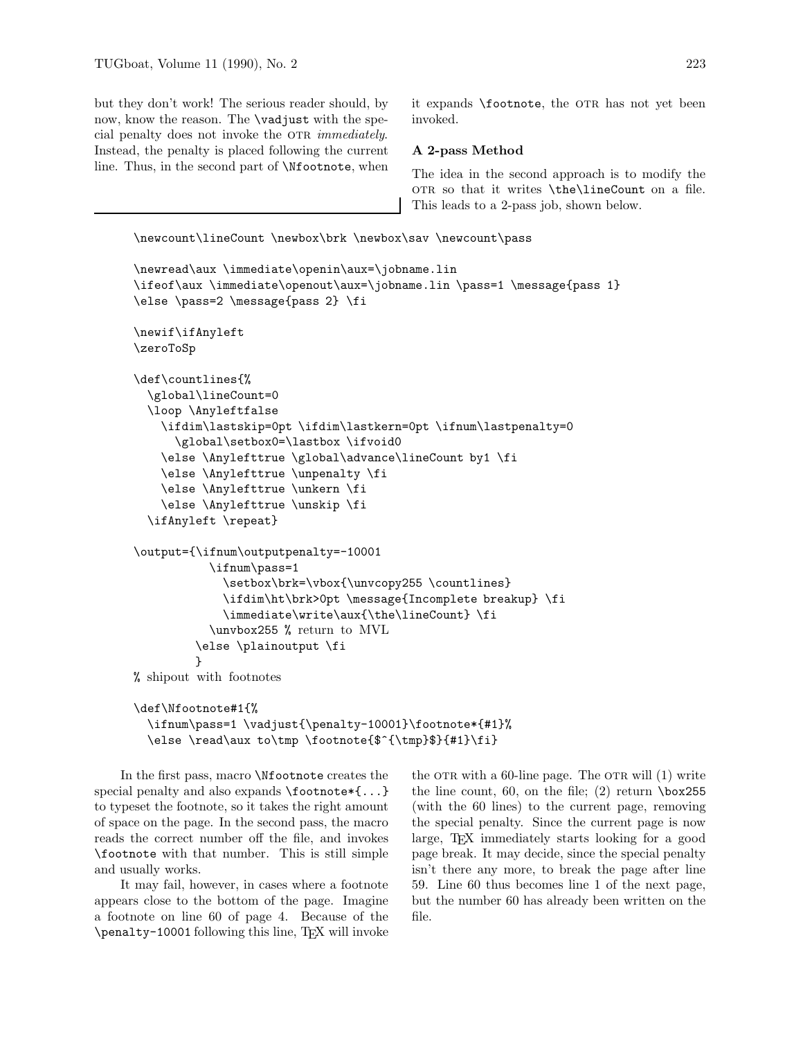but they don't work! The serious reader should, by now, know the reason. The \vadjust with the special penalty does not invoke the OTR *immediately*. Instead, the penalty is placed following the current line. Thus, in the second part of \Nfootnote, when it expands \footnote, the OTR has not yet been invoked.

### A 2-pass Method

The idea in the second approach is to modify the OTR so that it writes \the\lineCount on a file. This leads to a 2-pass job, shown below.

```
\newcount\lineCount \newbox\brk \newbox\sav \newcount\pass

\newread\aux \immediate\openin\aux=\jobname.lin
\ifeof\aux \immediate\openout\aux=\jobname.lin \pass=1 \message{pass 1}
\else \pass=2 \message{pass 2} \fi

\newif\ifAnyleft
\zeroToSp

\def\countlines{%
  \global\lineCount=0
  \loop \Anyleftfalse
    \ifdim\lastskip=0pt \ifdim\lastkern=0pt \ifnum\lastpenalty=0
      \global\setbox0=\lastbox \ifvoid0
    \else \Anylefttrue \global\advance\lineCount by1 \fi
    \else \Anylefttrue \unpenalty \fi
    \else \Anylefttrue \unkern \fi
    \else \Anylefttrue \unskip \fi
  \ifAnyleft \repeat}

\output={\ifnum\outputpenalty=-10001
           \ifnum\pass=1
             \setbox\brk=\vbox{\unvcopy255 \countlines}
             \ifdim\ht\brk>0pt \message{Incomplete breakup} \fi
             \immediate\write\aux{\the\lineCount} \fi
           \unvbox255 % return to MVL
         \else \plainoutput \fi
         }
% shipout with footnotes

\def\Nfootnote#1{%
  \ifnum\pass=1 \vadjust{\penalty-10001}\footnote*{#1}%
  \else \read\aux to\tmp \footnote{$^{\tmp}$}{#1}\fi}
```

In the first pass, macro \Nfootnote creates the special penalty and also expands \footnote*{...} to typeset the footnote, so it takes the right amount of space on the page. In the second pass, the macro reads the correct number off the file, and invokes \footnote with that number. This is still simple and usually works.

It may fail, however, in cases where a footnote appears close to the bottom of the page. Imagine a footnote on line 60 of page 4. Because of the \penalty-10001 following this line, TeX will invoke the OTR with a 60-line page. The OTR will (1) write the line count, 60, on the file; (2) return \box255 (with the 60 lines) to the current page, removing the special penalty. Since the current page is now large, TeX immediately starts looking for a good page break. It may decide, since the special penalty isn't there any more, to break the page after line 59. Line 60 thus becomes line 1 of the next page, but the number 60 has already been written on the file.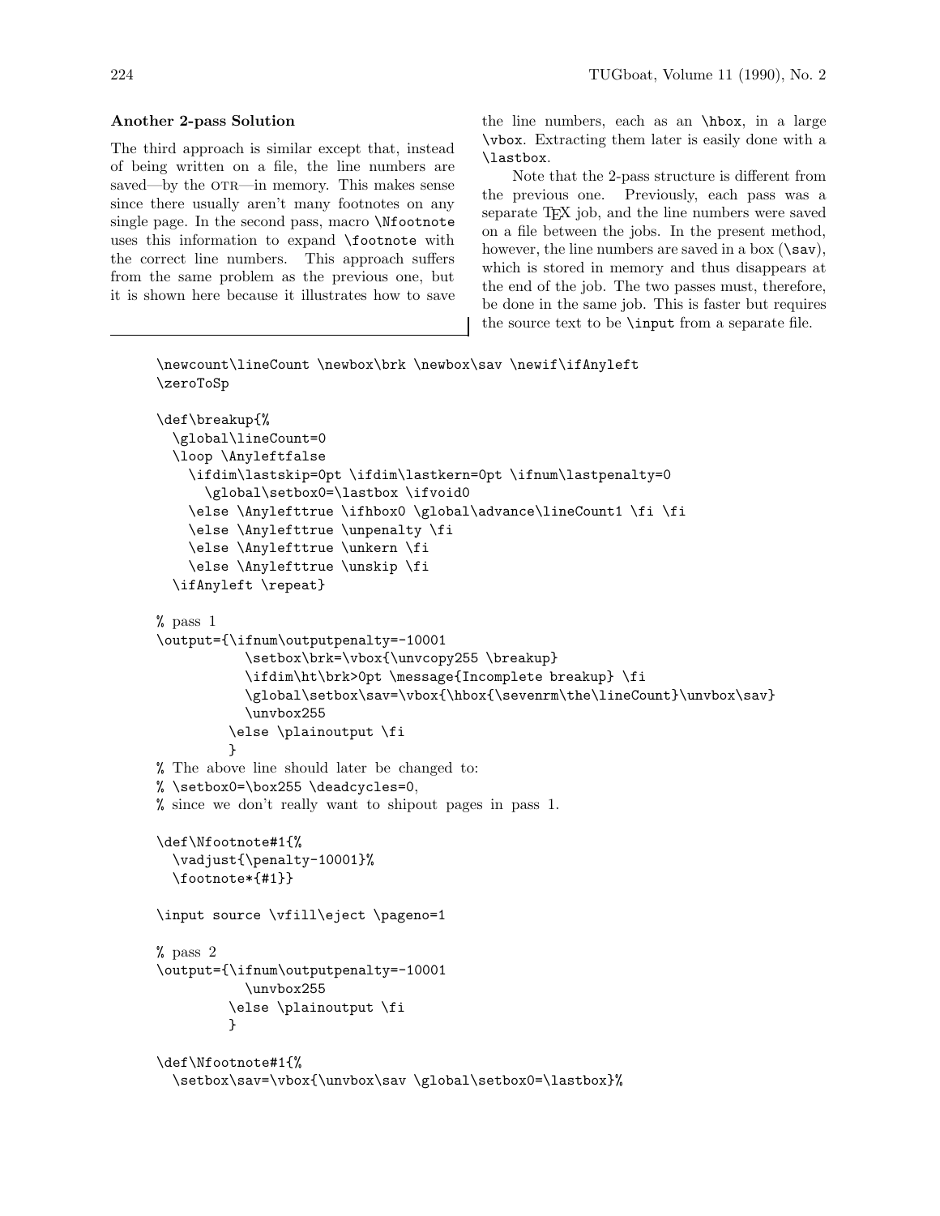**Another 2-pass Solution**

The third approach is similar except that, instead of being written on a file, the line numbers are saved—by the OTR—in memory. This makes sense since there usually aren't many footnotes on any single page. In the second pass, macro `\Nfootnote` uses this information to expand `\footnote` with the correct line numbers. This approach suffers from the same problem as the previous one, but it is shown here because it illustrates how to save the line numbers, each as an `\hbox`, in a large `\vbox`. Extracting them later is easily done with a `\lastbox`.

Note that the 2-pass structure is different from the previous one. Previously, each pass was a separate TeX job, and the line numbers were saved on a file between the jobs. In the present method, however, the line numbers are saved in a box (`\sav`), which is stored in memory and thus disappears at the end of the job. The two passes must, therefore, be done in the same job. This is faster but requires the source text to be `\input` from a separate file.

```
\newcount\lineCount \newbox\brk \newbox\sav \newif\ifAnyleft
\zeroToSp

\def\breakup{%
  \global\lineCount=0
  \loop \Anyleftfalse
    \ifdim\lastskip=0pt \ifdim\lastkern=0pt \ifnum\lastpenalty=0
      \global\setbox0=\lastbox \ifvoid0
    \else \Anylefttrue \ifhbox0 \global\advance\lineCount1 \fi \fi
    \else \Anylefttrue \unpenalty \fi
    \else \Anylefttrue \unkern \fi
    \else \Anylefttrue \unskip \fi
  \ifAnyleft \repeat}

% pass 1
\output={\ifnum\outputpenalty=-10001
           \setbox\brk=\vbox{\unvcopy255 \breakup}
           \ifdim\ht\brk>0pt \message{Incomplete breakup} \fi
           \global\setbox\sav=\vbox{\hbox{\sevenrm\the\lineCount}\unvbox\sav}
           \unvbox255
         \else \plainoutput \fi
         }
% The above line should later be changed to:
% \setbox0=\box255 \deadcycles=0,
% since we don't really want to shipout pages in pass 1.

\def\Nfootnote#1{%
  \vadjust{\penalty-10001}%
  \footnote*{#1}}

\input source \vfill\eject \pageno=1

% pass 2
\output={\ifnum\outputpenalty=-10001
           \unvbox255
         \else \plainoutput \fi
         }

\def\Nfootnote#1{%
  \setbox\sav=\vbox{\unvbox\sav \global\setbox0=\lastbox}%
```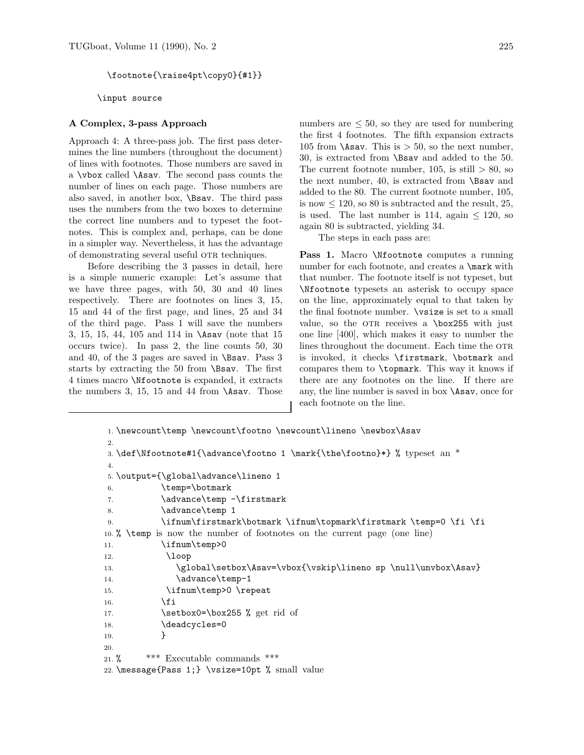```
\footnote{\raise4pt\copy0}{#1}}

\input source
```

### A Complex, 3-pass Approach

Approach 4: A three-pass job. The first pass determines the line numbers (throughout the document) of lines with footnotes. Those numbers are saved in a `\vbox` called `\Asav`. The second pass counts the number of lines on each page. Those numbers are also saved, in another box, `\Bsav`. The third pass uses the numbers from the two boxes to determine the correct line numbers and to typeset the footnotes. This is complex and, perhaps, can be done in a simpler way. Nevertheless, it has the advantage of demonstrating several useful OTR techniques.

Before describing the 3 passes in detail, here is a simple numeric example: Let's assume that we have three pages, with 50, 30 and 40 lines respectively. There are footnotes on lines 3, 15, 15 and 44 of the first page, and lines, 25 and 34 of the third page. Pass 1 will save the numbers 3, 15, 15, 44, 105 and 114 in `\Asav` (note that 15 occurs twice). In pass 2, the line counts 50, 30 and 40, of the 3 pages are saved in `\Bsav`. Pass 3 starts by extracting the 50 from `\Bsav`. The first 4 times macro `\Nfootnote` is expanded, it extracts the numbers 3, 15, 15 and 44 from `\Asav`. Those numbers are $\leq 50$, so they are used for numbering the first 4 footnotes. The fifth expansion extracts 105 from `\Asav`. This is $> 50$, so the next number, 30, is extracted from `\Bsav` and added to the 50. The current footnote number, 105, is still $> 80$, so the next number, 40, is extracted from `\Bsav` and added to the 80. The current footnote number, 105, is now $\leq 120$, so 80 is subtracted and the result, 25, is used. The last number is 114, again $\leq 120$, so again 80 is subtracted, yielding 34.

The steps in each pass are:

**Pass 1.** Macro `\Nfootnote` computes a running number for each footnote, and creates a `\mark` with that number. The footnote itself is not typeset, but `\Nfootnote` typesets an asterisk to occupy space on the line, approximately equal to that taken by the final footnote number. `\vsize` is set to a small value, so the OTR receives a `\box255` with just one line [400], which makes it easy to number the lines throughout the document. Each time the OTR is invoked, it checks `\firstmark`, `\botmark` and compares them to `\topmark`. This way it knows if there are any footnotes on the line. If there are any, the line number is saved in box `\Asav`, once for each footnote on the line.

```
1. \newcount\temp \newcount\footno \newcount\lineno \newbox\Asav
2.
3. \def\Nfootnote#1{\advance\footno 1 \mark{\the\footno}*} % typeset an *
4.
5. \output={\global\advance\lineno 1
6.          \temp=\botmark
7.          \advance\temp -\firstmark
8.          \advance\temp 1
9.          \ifnum\firstmark\botmark \ifnum\topmark\firstmark \temp=0 \fi \fi
10. % \temp is now the number of footnotes on the current page (one line)
11.         \ifnum\temp>0
12.          \loop
13.            \global\setbox\Asav=\vbox{\vskip\lineno sp \null\unvbox\Asav}
14.            \advance\temp-1
15.          \ifnum\temp>0 \repeat
16.         \fi
17.         \setbox0=\box255 % get rid of
18.         \deadcycles=0
19.         }
20.
21. %      *** Executable commands ***
22. \message{Pass 1;} \vsize=10pt % small value
```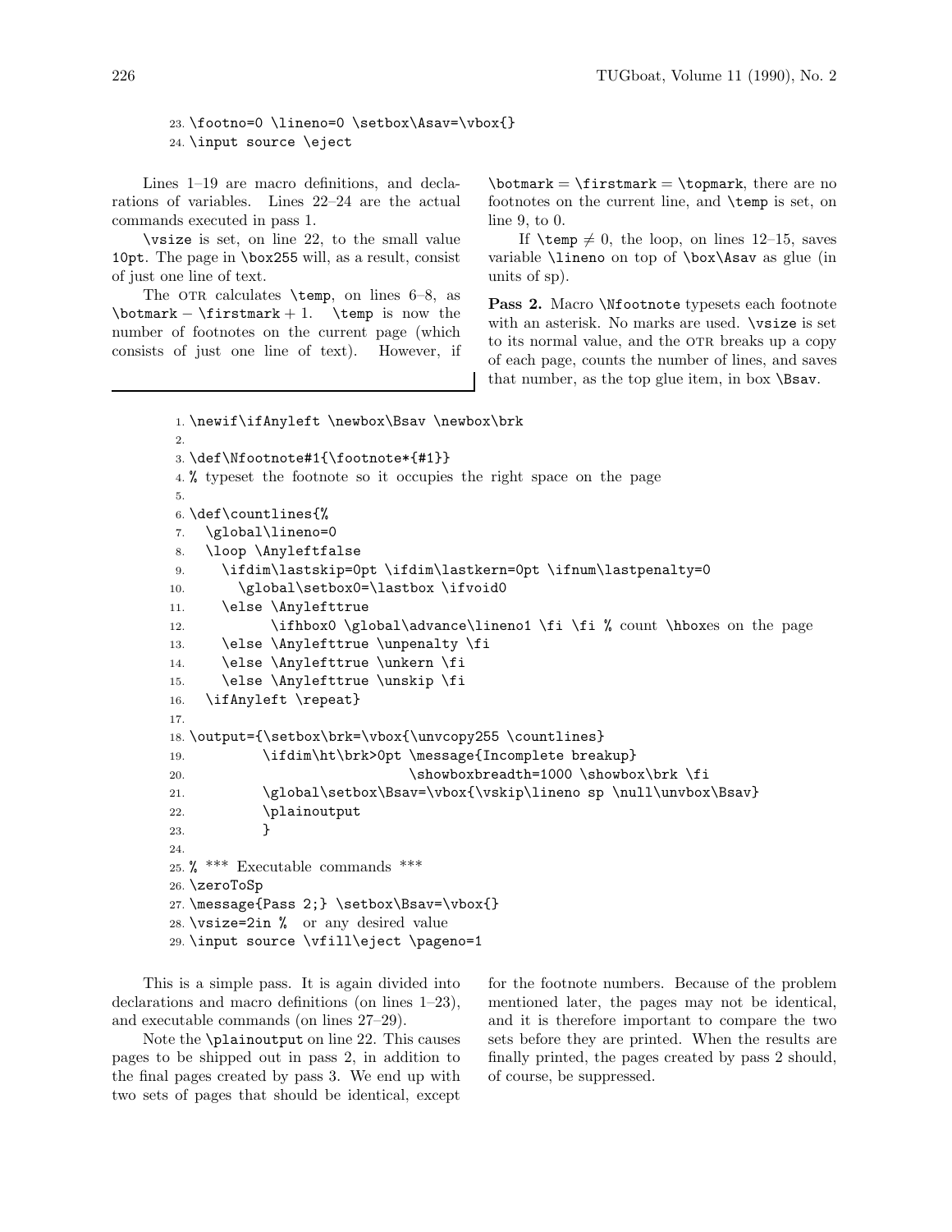```
23. \footno=0 \lineno=0 \setbox\Asav=\vbox{}
24. \input source \eject
```

Lines 1–19 are macro definitions, and declarations of variables. Lines 22–24 are the actual commands executed in pass 1.

`\vsize` is set, on line 22, to the small value `10pt`. The page in `\box255` will, as a result, consist of just one line of text.

The OTR calculates `\temp`, on lines 6–8, as `\botmark` − `\firstmark` + 1. `\temp` is now the number of footnotes on the current page (which consists of just one line of text). However, if `\botmark` = `\firstmark` = `\topmark`, there are no footnotes on the current line, and `\temp` is set, on line 9, to 0.

If `\temp` ≠ 0, the loop, on lines 12–15, saves variable `\lineno` on top of `\box\Asav` as glue (in units of sp).

**Pass 2.** Macro `\Nfootnote` typesets each footnote with an asterisk. No marks are used. `\vsize` is set to its normal value, and the OTR breaks up a copy of each page, counts the number of lines, and saves that number, as the top glue item, in box `\Bsav`.

```
1. \newif\ifAnyleft \newbox\Bsav \newbox\brk
2.
3. \def\Nfootnote#1{\footnote*{#1}}
4. % typeset the footnote so it occupies the right space on the page
5.
6. \def\countlines{%
7.   \global\lineno=0
8.   \loop \Anyleftfalse
9.     \ifdim\lastskip=0pt \ifdim\lastkern=0pt \ifnum\lastpenalty=0
10.      \global\setbox0=\lastbox \ifvoid0
11.    \else \Anylefttrue
12.          \ifhbox0 \global\advance\lineno1 \fi \fi % count \hboxes on the page
13.    \else \Anylefttrue \unpenalty \fi
14.    \else \Anylefttrue \unkern \fi
15.    \else \Anylefttrue \unskip \fi
16.  \ifAnyleft \repeat}
17.
18. \output={\setbox\brk=\vbox{\unvcopy255 \countlines}
19.          \ifdim\ht\brk>0pt \message{Incomplete breakup}
20.                            \showboxbreadth=1000 \showbox\brk \fi
21.          \global\setbox\Bsav=\vbox{\vskip\lineno sp \null\unvbox\Bsav}
22.          \plainoutput
23.          }
24.
25. % *** Executable commands ***
26. \zeroToSp
27. \message{Pass 2;} \setbox\Bsav=\vbox{}
28. \vsize=2in %  or any desired value
29. \input source \vfill\eject \pageno=1
```

This is a simple pass. It is again divided into declarations and macro definitions (on lines 1–23), and executable commands (on lines 27–29).

Note the `\plainoutput` on line 22. This causes pages to be shipped out in pass 2, in addition to the final pages created by pass 3. We end up with two sets of pages that should be identical, except for the footnote numbers. Because of the problem mentioned later, the pages may not be identical, and it is therefore important to compare the two sets before they are printed. When the results are finally printed, the pages created by pass 2 should, of course, be suppressed.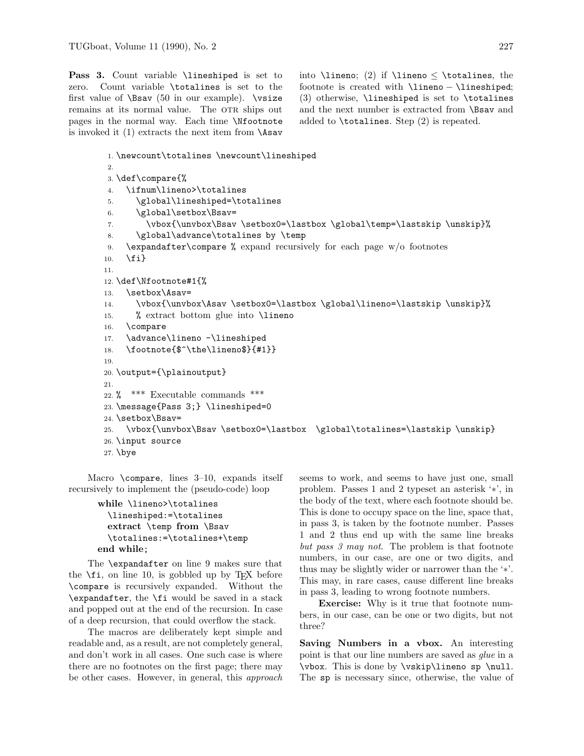**Pass 3.** Count variable `\lineshiped` is set to zero. Count variable `\totalines` is set to the first value of `\Bsav` (50 in our example). `\vsize` remains at its normal value. The OTR ships out pages in the normal way. Each time `\Nfootnote` is invoked it (1) extracts the next item from `\Asav` into `\lineno`; (2) if `\lineno` ≤ `\totalines`, the footnote is created with `\lineno` − `\lineshiped`; (3) otherwise, `\lineshiped` is set to `\totalines` and the next number is extracted from `\Bsav` and added to `\totalines`. Step (2) is repeated.

```
1. \newcount\totalines \newcount\lineshiped
2.
3. \def\compare{%
4.   \ifnum\lineno>\totalines
5.     \global\lineshiped=\totalines
6.     \global\setbox\Bsav=
7.       \vbox{\unvbox\Bsav \setbox0=\lastbox \global\temp=\lastskip \unskip}%
8.     \global\advance\totalines by \temp
9.   \expandafter\compare % expand recursively for each page w/o footnotes
10.  \fi}
11.
12. \def\Nfootnote#1{%
13.   \setbox\Asav=
14.     \vbox{\unvbox\Asav \setbox0=\lastbox \global\lineno=\lastskip \unskip}%
15.     % extract bottom glue into \lineno
16.   \compare
17.   \advance\lineno -\lineshiped
18.   \footnote{$^\the\lineno$}{#1}}
19.
20. \output={\plainoutput}
21.
22. %  *** Executable commands ***
23. \message{Pass 3;} \lineshiped=0
24. \setbox\Bsav=
25.   \vbox{\unvbox\Bsav \setbox0=\lastbox  \global\totalines=\lastskip \unskip}
26. \input source
27. \bye
```

Macro `\compare`, lines 3–10, expands itself recursively to implement the (pseudo-code) loop

> **while** `\lineno>\totalines`
> `\lineshiped:=\totalines`
> **extract** `\temp` **from** `\Bsav`
> `\totalines:=\totalines+\temp`
> **end while**;

The `\expandafter` on line 9 makes sure that the `\fi`, on line 10, is gobbled up by TeX before `\compare` is recursively expanded. Without the `\expandafter`, the `\fi` would be saved in a stack and popped out at the end of the recursion. In case of a deep recursion, that could overflow the stack.

The macros are deliberately kept simple and readable and, as a result, are not completely general, and don't work in all cases. One such case is where there are no footnotes on the first page; there may be other cases. However, in general, this *approach* seems to work, and seems to have just one, small problem. Passes 1 and 2 typeset an asterisk '∗', in the body of the text, where each footnote should be. This is done to occupy space on the line, space that, in pass 3, is taken by the footnote number. Passes 1 and 2 thus end up with the same line breaks *but pass 3 may not*. The problem is that footnote numbers, in our case, are one or two digits, and thus may be slightly wider or narrower than the '∗'. This may, in rare cases, cause different line breaks in pass 3, leading to wrong footnote numbers.

**Exercise:** Why is it true that footnote numbers, in our case, can be one or two digits, but not three?

**Saving Numbers in a vbox.** An interesting point is that our line numbers are saved as *glue* in a `\vbox`. This is done by `\vskip\lineno sp \null`. The `sp` is necessary since, otherwise, the value of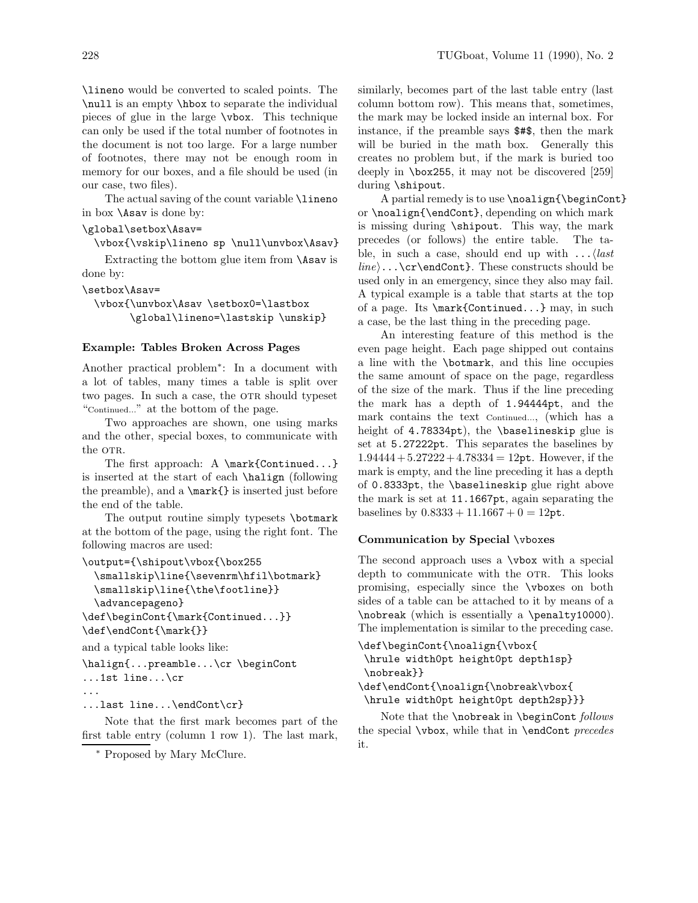\lineno would be converted to scaled points. The \null is an empty \hbox to separate the individual pieces of glue in the large \vbox. This technique can only be used if the total number of footnotes in the document is not too large. For a large number of footnotes, there may not be enough room in memory for our boxes, and a file should be used (in our case, two files).

The actual saving of the count variable \lineno in box \Asav is done by:

```
\global\setbox\Asav=
  \vbox{\vskip\lineno sp \null\unvbox\Asav}
```

Extracting the bottom glue item from \Asav is done by:

```
\setbox\Asav=
  \vbox{\unvbox\Asav \setbox0=\lastbox
        \global\lineno=\lastskip \unskip}
```

### Example: Tables Broken Across Pages

Another practical problem*: In a document with a lot of tables, many times a table is split over two pages. In such a case, the OTR should typeset "Continued..." at the bottom of the page.

Two approaches are shown, one using marks and the other, special boxes, to communicate with the OTR.

The first approach: A \mark{Continued...} is inserted at the start of each \halign (following the preamble), and a \mark{} is inserted just before the end of the table.

The output routine simply typesets \botmark at the bottom of the page, using the right font. The following macros are used:

```
\output={\shipout\vbox{\box255
  \smallskip\line{\sevenrm\hfil\botmark}
  \smallskip\line{\the\footline}}
  \advancepageno}
\def\beginCont{\mark{Continued...}}
\def\endCont{\mark{}}
```

and a typical table looks like:

```
\halign{...preamble...\cr \beginCont
...1st line...\cr
...
...last line...\endCont\cr}
```

Note that the first mark becomes part of the first table entry (column 1 row 1). The last mark, similarly, becomes part of the last table entry (last column bottom row). This means that, sometimes, the mark may be locked inside an internal box. For instance, if the preamble says `$#$`, then the mark will be buried in the math box. Generally this creates no problem but, if the mark is buried too deeply in \box255, it may not be discovered [259] during \shipout.

A partial remedy is to use \noalign{\beginCont} or \noalign{\endCont}, depending on which mark is missing during \shipout. This way, the mark precedes (or follows) the entire table. The table, in such a case, should end up with ...⟨*last line*⟩...\cr\endCont}. These constructs should be used only in an emergency, since they also may fail. A typical example is a table that starts at the top of a page. Its \mark{Continued...} may, in such a case, be the last thing in the preceding page.

An interesting feature of this method is the even page height. Each page shipped out contains a line with the \botmark, and this line occupies the same amount of space on the page, regardless of the size of the mark. Thus if the line preceding the mark has a depth of 1.94444pt, and the mark contains the text Continued..., (which has a height of 4.78334pt), the \baselineskip glue is set at 5.27222pt. This separates the baselines by $1.94444 + 5.27222 + 4.78334 = 12$pt. However, if the mark is empty, and the line preceding it has a depth of 0.8333pt, the \baselineskip glue right above the mark is set at 11.1667pt, again separating the baselines by $0.8333 + 11.1667 + 0 = 12$pt.

### Communication by Special \vboxes

The second approach uses a \vbox with a special depth to communicate with the OTR. This looks promising, especially since the \vboxes on both sides of a table can be attached to it by means of a \nobreak (which is essentially a \penalty10000). The implementation is similar to the preceding case.

```
\def\beginCont{\noalign{\vbox{
 \hrule width0pt height0pt depth1sp}
 \nobreak}}
\def\endCont{\noalign{\nobreak\vbox{
 \hrule width0pt height0pt depth2sp}}}
```

Note that the \nobreak in \beginCont *follows* the special \vbox, while that in \endCont *precedes* it.

* Proposed by Mary McClure.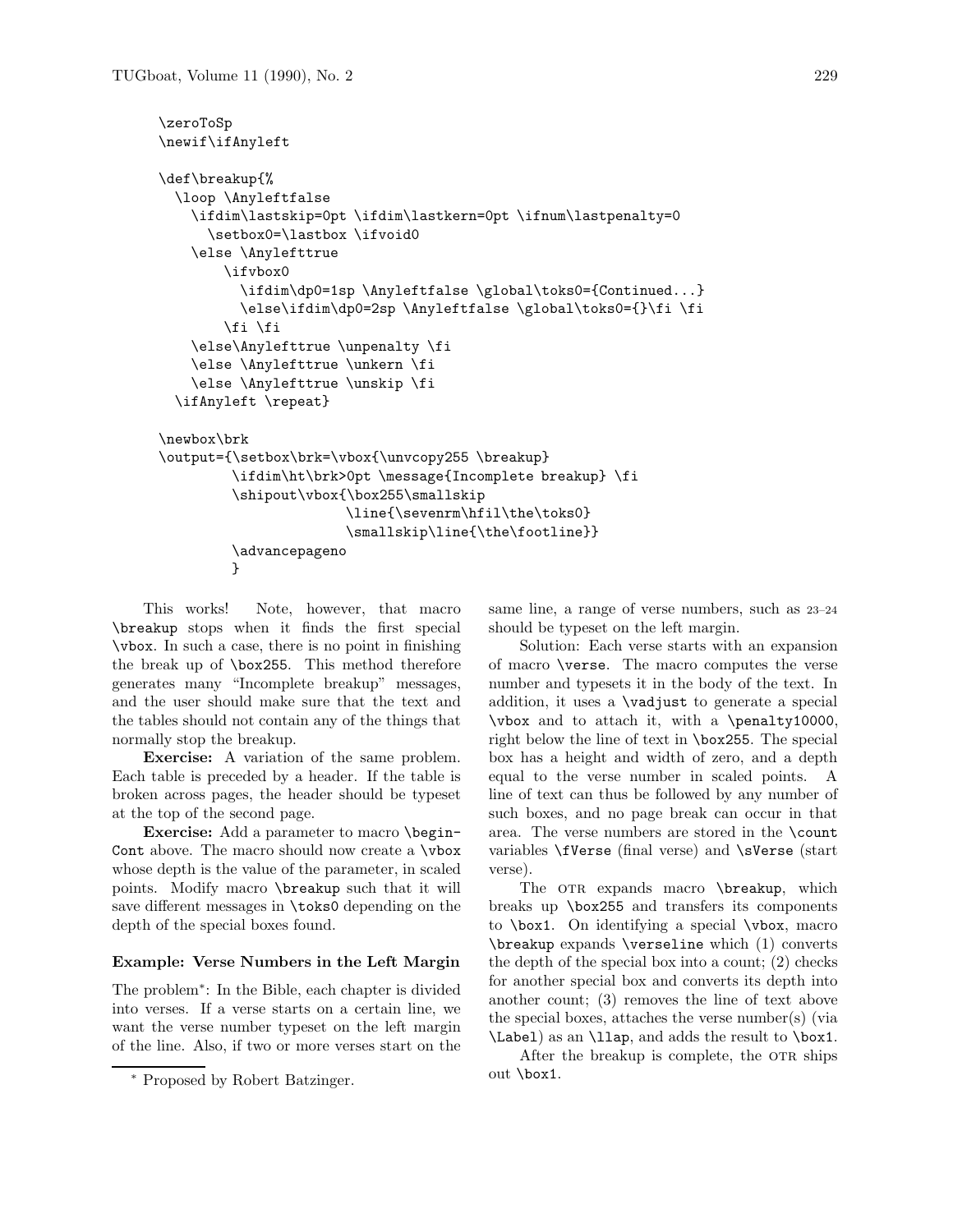```
\zeroToSp
\newif\ifAnyleft

\def\breakup{%
  \loop \Anyleftfalse
    \ifdim\lastskip=0pt \ifdim\lastkern=0pt \ifnum\lastpenalty=0
      \setbox0=\lastbox \ifvoid0
    \else \Anylefttrue
        \ifvbox0
          \ifdim\dp0=1sp \Anyleftfalse \global\toks0={Continued...}
          \else\ifdim\dp0=2sp \Anyleftfalse \global\toks0={}\fi \fi
        \fi \fi
    \else\Anylefttrue \unpenalty \fi
    \else \Anylefttrue \unkern \fi
    \else \Anylefttrue \unskip \fi
  \ifAnyleft \repeat}

\newbox\brk
\output={\setbox\brk=\vbox{\unvcopy255 \breakup}
         \ifdim\ht\brk>0pt \message{Incomplete breakup} \fi
         \shipout\vbox{\box255\smallskip
                       \line{\sevenrm\hfil\the\toks0}
                       \smallskip\line{\the\footline}}
         \advancepageno
         }
```

This works! Note, however, that macro `\breakup` stops when it finds the first special `\vbox`. In such a case, there is no point in finishing the break up of `\box255`. This method therefore generates many "Incomplete breakup" messages, and the user should make sure that the text and the tables should not contain any of the things that normally stop the breakup.

**Exercise:** A variation of the same problem. Each table is preceded by a header. If the table is broken across pages, the header should be typeset at the top of the second page.

**Exercise:** Add a parameter to macro `\beginCont` above. The macro should now create a `\vbox` whose depth is the value of the parameter, in scaled points. Modify macro `\breakup` such that it will save different messages in `\toks0` depending on the depth of the special boxes found.

### Example: Verse Numbers in the Left Margin

The problem*: In the Bible, each chapter is divided into verses. If a verse starts on a certain line, we want the verse number typeset on the left margin of the line. Also, if two or more verses start on the same line, a range of verse numbers, such as 23–24 should be typeset on the left margin.

Solution: Each verse starts with an expansion of macro `\verse`. The macro computes the verse number and typesets it in the body of the text. In addition, it uses a `\vadjust` to generate a special `\vbox` and to attach it, with a `\penalty10000`, right below the line of text in `\box255`. The special box has a height and width of zero, and a depth equal to the verse number in scaled points. A line of text can thus be followed by any number of such boxes, and no page break can occur in that area. The verse numbers are stored in the `\count` variables `\fVerse` (final verse) and `\sVerse` (start verse).

The OTR expands macro `\breakup`, which breaks up `\box255` and transfers its components to `\box1`. On identifying a special `\vbox`, macro `\breakup` expands `\verseline` which (1) converts the depth of the special box into a count; (2) checks for another special box and converts its depth into another count; (3) removes the line of text above the special boxes, attaches the verse number(s) (via `\Label`) as an `\llap`, and adds the result to `\box1`.

After the breakup is complete, the OTR ships out `\box1`.

* Proposed by Robert Batzinger.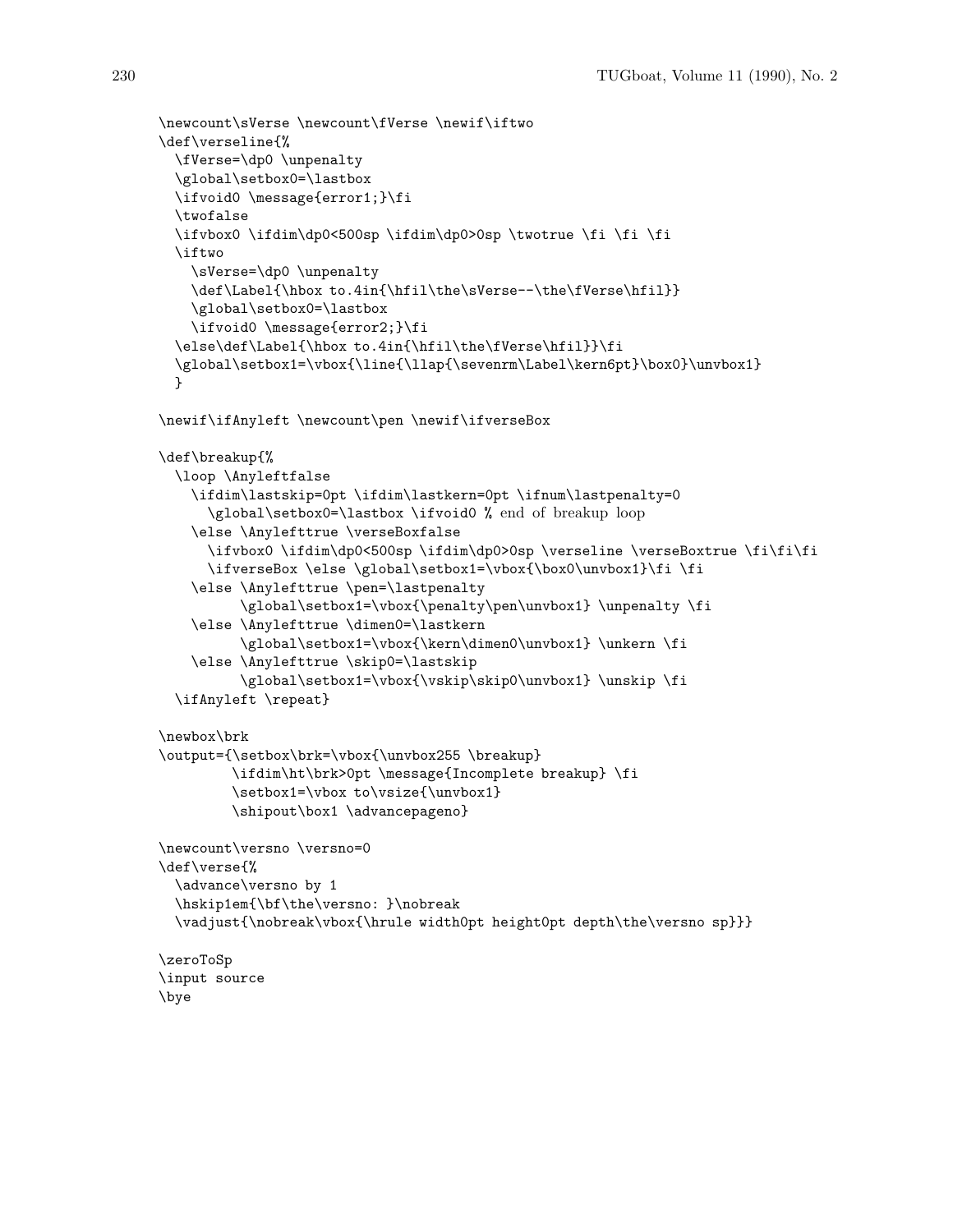```
\newcount\sVerse \newcount\fVerse \newif\iftwo
\def\verseline{%
  \fVerse=\dp0 \unpenalty
  \global\setbox0=\lastbox
  \ifvoid0 \message{error1;}\fi
  \twofalse
  \ifvbox0 \ifdim\dp0<500sp \ifdim\dp0>0sp \twotrue \fi \fi \fi
  \iftwo
    \sVerse=\dp0 \unpenalty
    \def\Label{\hbox to.4in{\hfil\the\sVerse--\the\fVerse\hfil}}
    \global\setbox0=\lastbox
    \ifvoid0 \message{error2;}\fi
  \else\def\Label{\hbox to.4in{\hfil\the\fVerse\hfil}}\fi
  \global\setbox1=\vbox{\line{\llap{\sevenrm\Label\kern6pt}\box0}\unvbox1}
  }

\newif\ifAnyleft \newcount\pen \newif\ifverseBox

\def\breakup{%
  \loop \Anyleftfalse
    \ifdim\lastskip=0pt \ifdim\lastkern=0pt \ifnum\lastpenalty=0
      \global\setbox0=\lastbox \ifvoid0 % end of breakup loop
    \else \Anylefttrue \verseBoxfalse
      \ifvbox0 \ifdim\dp0<500sp \ifdim\dp0>0sp \verseline \verseBoxtrue \fi\fi\fi
      \ifverseBox \else \global\setbox1=\vbox{\box0\unvbox1}\fi \fi
    \else \Anylefttrue \pen=\lastpenalty
          \global\setbox1=\vbox{\penalty\pen\unvbox1} \unpenalty \fi
    \else \Anylefttrue \dimen0=\lastkern
          \global\setbox1=\vbox{\kern\dimen0\unvbox1} \unkern \fi
    \else \Anylefttrue \skip0=\lastskip
          \global\setbox1=\vbox{\vskip\skip0\unvbox1} \unskip \fi
  \ifAnyleft \repeat}

\newbox\brk
\output={\setbox\brk=\vbox{\unvbox255 \breakup}
         \ifdim\ht\brk>0pt \message{Incomplete breakup} \fi
         \setbox1=\vbox to\vsize{\unvbox1}
         \shipout\box1 \advancepageno}

\newcount\versno \versno=0
\def\verse{%
  \advance\versno by 1
  \hskip1em{\bf\the\versno: }\nobreak
  \vadjust{\nobreak\vbox{\hrule width0pt height0pt depth\the\versno sp}}}

\zeroToSp
\input source
\bye
```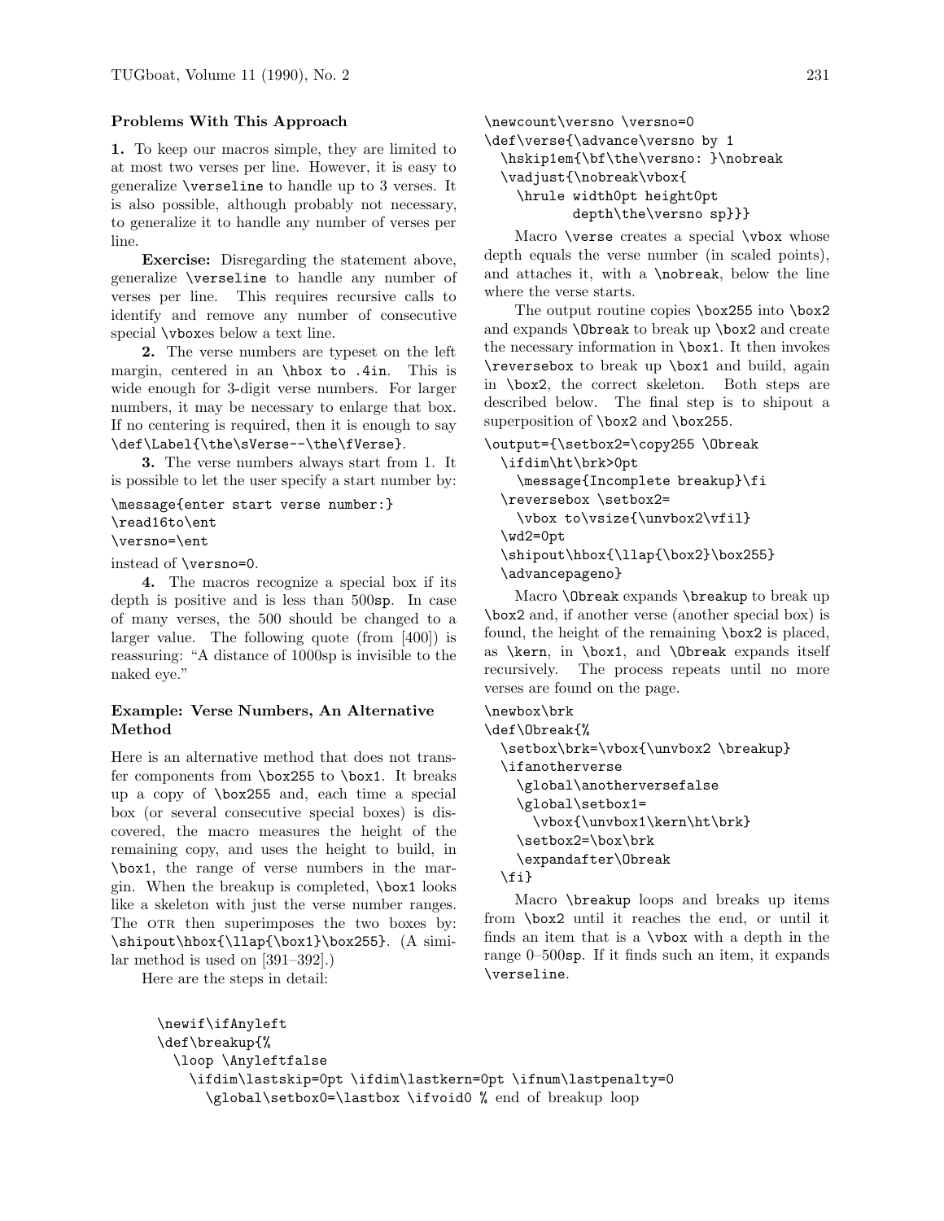### Problems With This Approach

**1.** To keep our macros simple, they are limited to at most two verses per line. However, it is easy to generalize `\verseline` to handle up to 3 verses. It is also possible, although probably not necessary, to generalize it to handle any number of verses per line.

**Exercise:** Disregarding the statement above, generalize `\verseline` to handle any number of verses per line. This requires recursive calls to identify and remove any number of consecutive special `\vbox`es below a text line.

**2.** The verse numbers are typeset on the left margin, centered in an `\hbox to .4in`. This is wide enough for 3-digit verse numbers. For larger numbers, it may be necessary to enlarge that box. If no centering is required, then it is enough to say `\def\Label{\the\sVerse--\the\fVerse}`.

**3.** The verse numbers always start from 1. It is possible to let the user specify a start number by:

```
\message{enter start verse number:}
\read16to\ent
\versno=\ent
```

instead of `\versno=0`.

**4.** The macros recognize a special box if its depth is positive and is less than 500`sp`. In case of many verses, the 500 should be changed to a larger value. The following quote (from [400]) is reassuring: "A distance of 1000sp is invisible to the naked eye."

### Example: Verse Numbers, An Alternative Method

Here is an alternative method that does not transfer components from `\box255` to `\box1`. It breaks up a copy of `\box255` and, each time a special box (or several consecutive special boxes) is discovered, the macro measures the height of the remaining copy, and uses the height to build, in `\box1`, the range of verse numbers in the margin. When the breakup is completed, `\box1` looks like a skeleton with just the verse number ranges. The OTR then superimposes the two boxes by: `\shipout\hbox{\llap{\box1}\box255}`. (A similar method is used on [391–392].)

Here are the steps in detail:

```
\newcount\versno \versno=0
\def\verse{\advance\versno by 1
  \hskip1em{\bf\the\versno: }\nobreak
  \vadjust{\nobreak\vbox{
    \hrule width0pt height0pt
          depth\the\versno sp}}}
```

Macro `\verse` creates a special `\vbox` whose depth equals the verse number (in scaled points), and attaches it, with a `\nobreak`, below the line where the verse starts.

The output routine copies `\box255` into `\box2` and expands `\Obreak` to break up `\box2` and create the necessary information in `\box1`. It then invokes `\reversebox` to break up `\box1` and build, again in `\box2`, the correct skeleton. Both steps are described below. The final step is to shipout a superposition of `\box2` and `\box255`.

```
\output={\setbox2=\copy255 \Obreak
  \ifdim\ht\brk>0pt
    \message{Incomplete breakup}\fi
  \reversebox \setbox2=
    \vbox to\vsize{\unvbox2\vfil}
  \wd2=0pt
  \shipout\hbox{\llap{\box2}\box255}
  \advancepageno}
```

Macro `\Obreak` expands `\breakup` to break up `\box2` and, if another verse (another special box) is found, the height of the remaining `\box2` is placed, as `\kern`, in `\box1`, and `\Obreak` expands itself recursively. The process repeats until no more verses are found on the page.

```
\newbox\brk
\def\Obreak{%
  \setbox\brk=\vbox{\unvbox2 \breakup}
  \ifanotherverse
    \global\anotherversefalse
    \global\setbox1=
      \vbox{\unvbox1\kern\ht\brk}
    \setbox2=\box\brk
    \expandafter\Obreak
  \fi}
```

Macro `\breakup` loops and breaks up items from `\box2` until it reaches the end, or until it finds an item that is a `\vbox` with a depth in the range 0–500`sp`. If it finds such an item, it expands `\verseline`.

```
\newif\ifAnyleft
\def\breakup{%
  \loop \Anyleftfalse
    \ifdim\lastskip=0pt \ifdim\lastkern=0pt \ifnum\lastpenalty=0
      \global\setbox0=\lastbox \ifvoid0 % end of breakup loop
```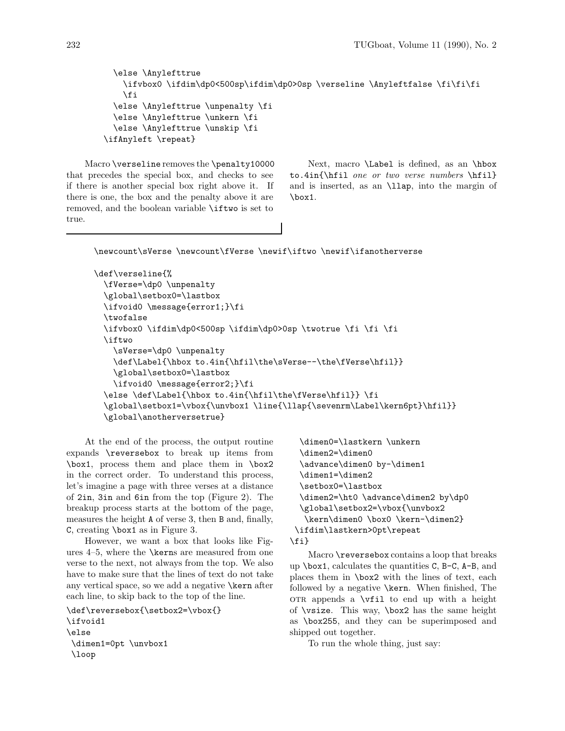```
    \else \Anylefttrue
      \ifvbox0 \ifdim\dp0<500sp\ifdim\dp0>0sp \verseline \Anyleftfalse \fi\fi\fi
      \fi
    \else \Anylefttrue \unpenalty \fi
    \else \Anylefttrue \unkern \fi
    \else \Anylefttrue \unskip \fi
  \ifAnyleft \repeat}
```

Macro `\verseline` removes the `\penalty10000` that precedes the special box, and checks to see if there is another special box right above it. If there is one, the box and the penalty above it are removed, and the boolean variable `\iftwo` is set to true.

Next, macro `\Label` is defined, as an `\hbox to.4in{\hfil` *one or two verse numbers* `\hfil}` and is inserted, as an `\llap`, into the margin of `\box1`.

```
\newcount\sVerse \newcount\fVerse \newif\iftwo \newif\ifanotherverse

\def\verseline{%
  \fVerse=\dp0 \unpenalty
  \global\setbox0=\lastbox
  \ifvoid0 \message{error1;}\fi
  \twofalse
  \ifvbox0 \ifdim\dp0<500sp \ifdim\dp0>0sp \twotrue \fi \fi \fi
  \iftwo
    \sVerse=\dp0 \unpenalty
    \def\Label{\hbox to.4in{\hfil\the\sVerse--\the\fVerse\hfil}}
    \global\setbox0=\lastbox
    \ifvoid0 \message{error2;}\fi
  \else \def\Label{\hbox to.4in{\hfil\the\fVerse\hfil}} \fi
  \global\setbox1=\vbox{\unvbox1 \line{\llap{\sevenrm\Label\kern6pt}\hfil}}
  \global\anotherversetrue}
```

At the end of the process, the output routine expands `\reversebox` to break up items from `\box1`, process them and place them in `\box2` in the correct order. To understand this process, let's imagine a page with three verses at a distance of `2in`, `3in` and `6in` from the top (Figure 2). The breakup process starts at the bottom of the page, measures the height `A` of verse 3, then `B` and, finally, `C`, creating `\box1` as in Figure 3.

However, we want a box that looks like Figures 4–5, where the `\kern`s are measured from one verse to the next, not always from the top. We also have to make sure that the lines of text do not take any vertical space, so we add a negative `\kern` after each line, to skip back to the top of the line.

```
\def\reversebox{\setbox2=\vbox{}
\ifvoid1
\else
 \dimen1=0pt \unvbox1
 \loop
  \dimen0=\lastkern \unkern
  \dimen2=\dimen0
  \advance\dimen0 by-\dimen1
  \dimen1=\dimen2
  \setbox0=\lastbox
  \dimen2=\ht0 \advance\dimen2 by\dp0
  \global\setbox2=\vbox{\unvbox2
   \kern\dimen0 \box0 \kern-\dimen2}
 \ifdim\lastkern>0pt\repeat
\fi}
```

Macro `\reversebox` contains a loop that breaks up `\box1`, calculates the quantities `C`, `B-C`, `A-B`, and places them in `\box2` with the lines of text, each followed by a negative `\kern`. When finished, The OTR appends a `\vfil` to end up with a height of `\vsize`. This way, `\box2` has the same height as `\box255`, and they can be superimposed and shipped out together.

To run the whole thing, just say: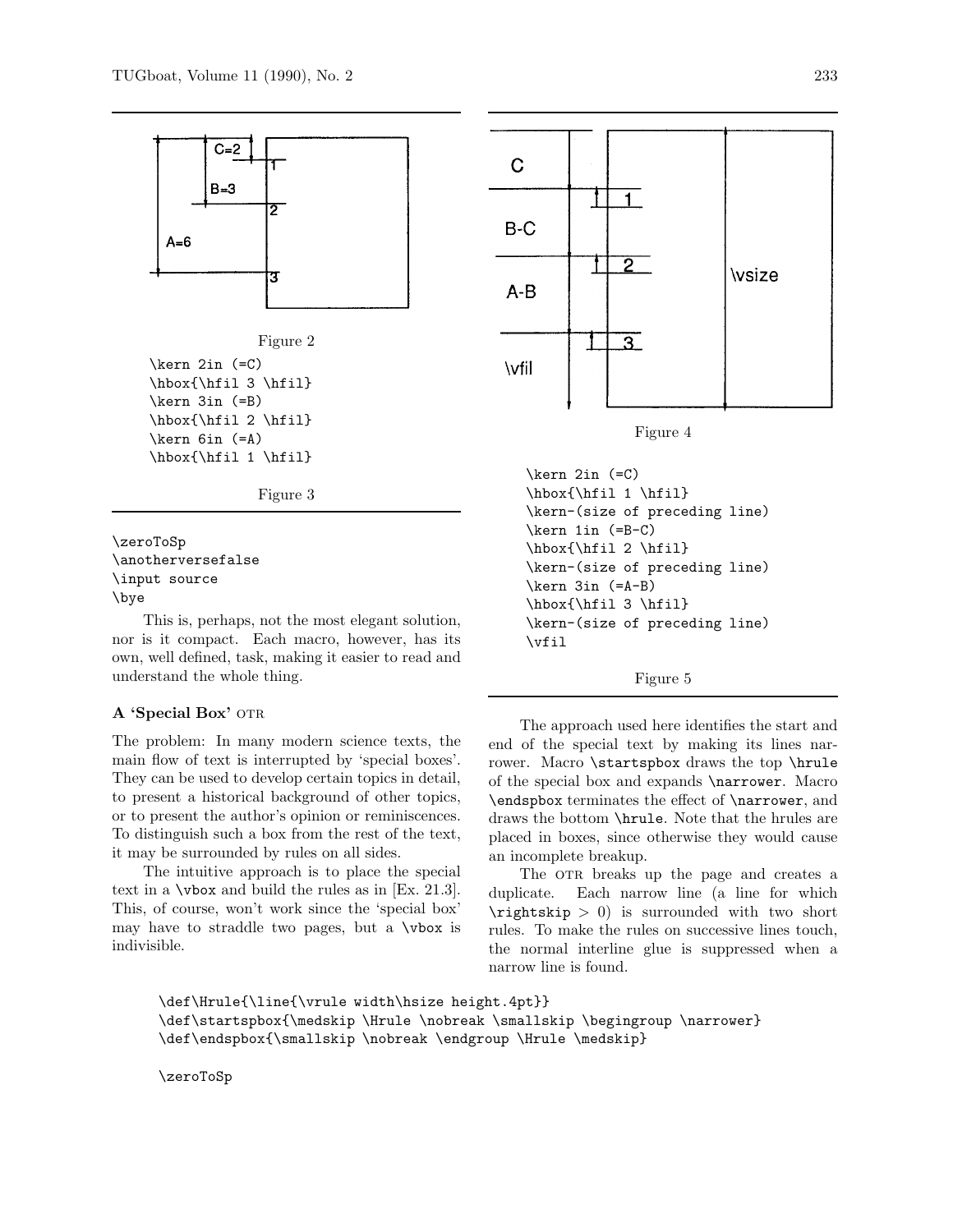Figure 2

```
\kern 2in (=C)
\hbox{\hfil 3 \hfil}
\kern 3in (=B)
\hbox{\hfil 2 \hfil}
\kern 6in (=A)
\hbox{\hfil 1 \hfil}
```

Figure 3

```
\zeroToSp
\anotherversefalse
\input source
\bye
```

This is, perhaps, not the most elegant solution, nor is it compact. Each macro, however, has its own, well defined, task, making it easier to read and understand the whole thing.

### A 'Special Box' OTR

The problem: In many modern science texts, the main flow of text is interrupted by 'special boxes'. They can be used to develop certain topics in detail, to present a historical background of other topics, or to present the author's opinion or reminiscences. To distinguish such a box from the rest of the text, it may be surrounded by rules on all sides.

The intuitive approach is to place the special text in a `\vbox` and build the rules as in [Ex. 21.3]. This, of course, won't work since the 'special box' may have to straddle two pages, but a `\vbox` is indivisible.

Figure 4

```
\kern 2in (=C)
\hbox{\hfil 1 \hfil}
\kern-(size of preceding line)
\kern 1in (=B-C)
\hbox{\hfil 2 \hfil}
\kern-(size of preceding line)
\kern 3in (=A-B)
\hbox{\hfil 3 \hfil}
\kern-(size of preceding line)
\vfil
```

Figure 5

The approach used here identifies the start and end of the special text by making its lines narrower. Macro `\startspbox` draws the top `\hrule` of the special box and expands `\narrower`. Macro `\endspbox` terminates the effect of `\narrower`, and draws the bottom `\hrule`. Note that the hrules are placed in boxes, since otherwise they would cause an incomplete breakup.

The OTR breaks up the page and creates a duplicate. Each narrow line (a line for which `\rightskip` $> 0$) is surrounded with two short rules. To make the rules on successive lines touch, the normal interline glue is suppressed when a narrow line is found.

```
\def\Hrule{\line{\vrule width\hsize height.4pt}}
\def\startspbox{\medskip \Hrule \nobreak \smallskip \begingroup \narrower}
\def\endspbox{\smallskip \nobreak \endgroup \Hrule \medskip}

\zeroToSp
```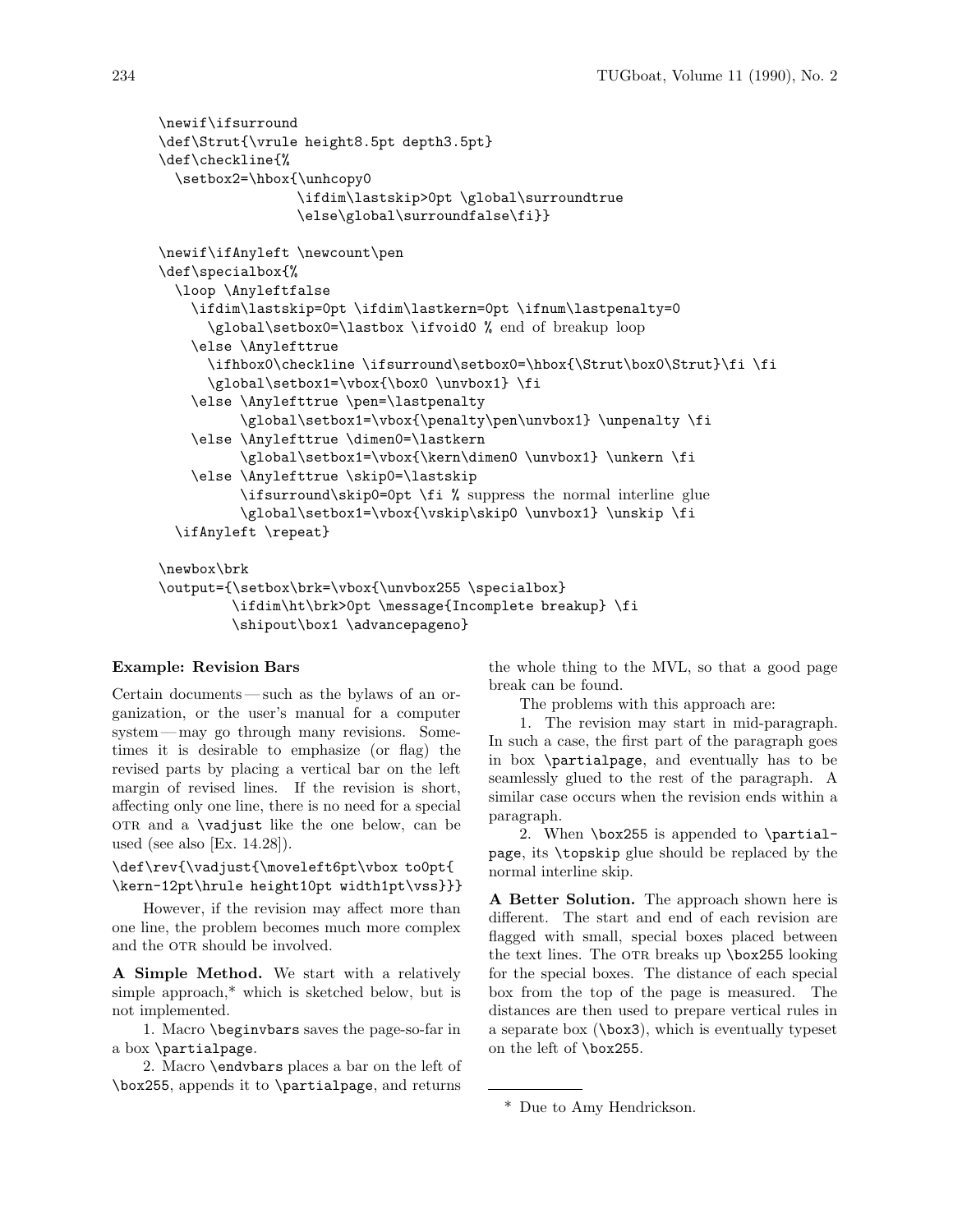```
\newif\ifsurround
\def\Strut{\vrule height8.5pt depth3.5pt}
\def\checkline{%
  \setbox2=\hbox{\unhcopy0
                 \ifdim\lastskip>0pt \global\surroundtrue
                 \else\global\surroundfalse\fi}}

\newif\ifAnyleft \newcount\pen
\def\specialbox{%
  \loop \Anyleftfalse
    \ifdim\lastskip=0pt \ifdim\lastkern=0pt \ifnum\lastpenalty=0
      \global\setbox0=\lastbox \ifvoid0 % end of breakup loop
    \else \Anylefttrue
      \ifhbox0\checkline \ifsurround\setbox0=\hbox{\Strut\box0\Strut}\fi \fi
      \global\setbox1=\vbox{\box0 \unvbox1} \fi
    \else \Anylefttrue \pen=\lastpenalty
          \global\setbox1=\vbox{\penalty\pen\unvbox1} \unpenalty \fi
    \else \Anylefttrue \dimen0=\lastkern
          \global\setbox1=\vbox{\kern\dimen0 \unvbox1} \unkern \fi
    \else \Anylefttrue \skip0=\lastskip
          \ifsurround\skip0=0pt \fi % suppress the normal interline glue
          \global\setbox1=\vbox{\vskip\skip0 \unvbox1} \unskip \fi
  \ifAnyleft \repeat}

\newbox\brk
\output={\setbox\brk=\vbox{\unvbox255 \specialbox}
         \ifdim\ht\brk>0pt \message{Incomplete breakup} \fi
         \shipout\box1 \advancepageno}
```

**Example: Revision Bars**

Certain documents — such as the bylaws of an organization, or the user's manual for a computer system — may go through many revisions. Sometimes it is desirable to emphasize (or flag) the revised parts by placing a vertical bar on the left margin of revised lines. If the revision is short, affecting only one line, there is no need for a special OTR and a `\vadjust` like the one below, can be used (see also [Ex. 14.28]).

```
\def\rev{\vadjust{\moveleft6pt\vbox to0pt{
\kern-12pt\hrule height10pt width1pt\vss}}}
```

However, if the revision may affect more than one line, the problem becomes much more complex and the OTR should be involved.

**A Simple Method.** We start with a relatively simple approach,* which is sketched below, but is not implemented.

1. Macro `\beginvbars` saves the page-so-far in a box `\partialpage`.

2. Macro `\endvbars` places a bar on the left of `\box255`, appends it to `\partialpage`, and returns the whole thing to the MVL, so that a good page break can be found.

The problems with this approach are:

1. The revision may start in mid-paragraph. In such a case, the first part of the paragraph goes in box `\partialpage`, and eventually has to be seamlessly glued to the rest of the paragraph. A similar case occurs when the revision ends within a paragraph.

2. When `\box255` is appended to `\partialpage`, its `\topskip` glue should be replaced by the normal interline skip.

**A Better Solution.** The approach shown here is different. The start and end of each revision are flagged with small, special boxes placed between the text lines. The OTR breaks up `\box255` looking for the special boxes. The distance of each special box from the top of the page is measured. The distances are then used to prepare vertical rules in a separate box (`\box3`), which is eventually typeset on the left of `\box255`.

* Due to Amy Hendrickson.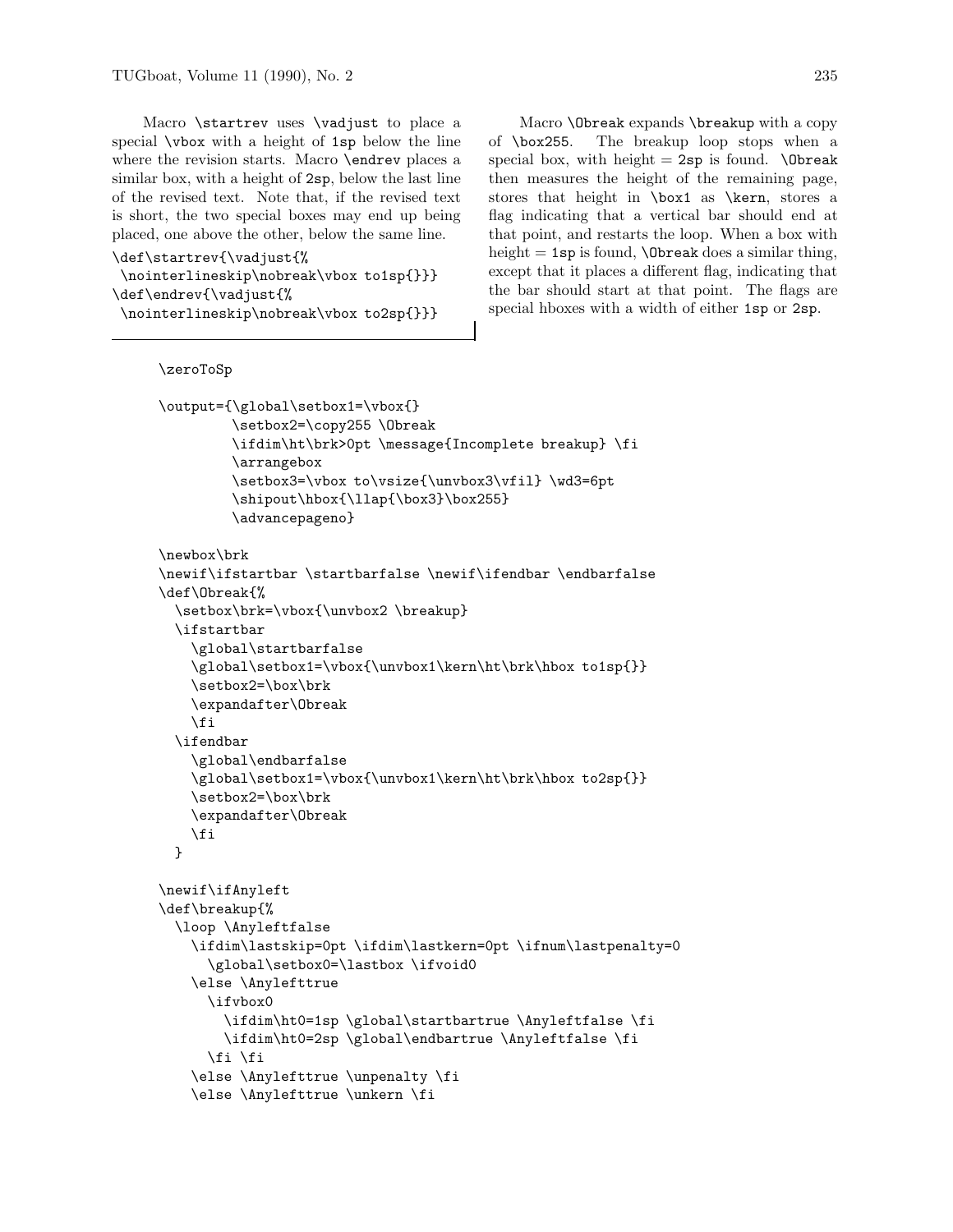Macro `\startrev` uses `\vadjust` to place a special `\vbox` with a height of `1sp` below the line where the revision starts. Macro `\endrev` places a similar box, with a height of `2sp`, below the last line of the revised text. Note that, if the revised text is short, the two special boxes may end up being placed, one above the other, below the same line.

```
\def\startrev{\vadjust{%
 \nointerlineskip\nobreak\vbox to1sp{}}}
\def\endrev{\vadjust{%
 \nointerlineskip\nobreak\vbox to2sp{}}}
```

Macro `\Obreak` expands `\breakup` with a copy of `\box255`. The breakup loop stops when a special box, with height = `2sp` is found. `\Obreak` then measures the height of the remaining page, stores that height in `\box1` as `\kern`, stores a flag indicating that a vertical bar should end at that point, and restarts the loop. When a box with height = `1sp` is found, `\Obreak` does a similar thing, except that it places a different flag, indicating that the bar should start at that point. The flags are special hboxes with a width of either `1sp` or `2sp`.

```
\zeroToSp

\output={\global\setbox1=\vbox{}
         \setbox2=\copy255 \Obreak
         \ifdim\ht\brk>0pt \message{Incomplete breakup} \fi
         \arrangebox
         \setbox3=\vbox to\vsize{\unvbox3\vfil} \wd3=6pt
         \shipout\hbox{\llap{\box3}\box255}
         \advancepageno}

\newbox\brk
\newif\ifstartbar \startbarfalse \newif\ifendbar \endbarfalse
\def\Obreak{%
  \setbox\brk=\vbox{\unvbox2 \breakup}
  \ifstartbar
    \global\startbarfalse
    \global\setbox1=\vbox{\unvbox1\kern\ht\brk\hbox to1sp{}}
    \setbox2=\box\brk
    \expandafter\Obreak
    \fi
  \ifendbar
    \global\endbarfalse
    \global\setbox1=\vbox{\unvbox1\kern\ht\brk\hbox to2sp{}}
    \setbox2=\box\brk
    \expandafter\Obreak
    \fi
  }

\newif\ifAnyleft
\def\breakup{%
  \loop \Anyleftfalse
    \ifdim\lastskip=0pt \ifdim\lastkern=0pt \ifnum\lastpenalty=0
      \global\setbox0=\lastbox \ifvoid0
    \else \Anylefttrue
      \ifvbox0
        \ifdim\ht0=1sp \global\startbartrue \Anyleftfalse \fi
        \ifdim\ht0=2sp \global\endbartrue \Anyleftfalse \fi
      \fi \fi
    \else \Anylefttrue \unpenalty \fi
    \else \Anylefttrue \unkern \fi
```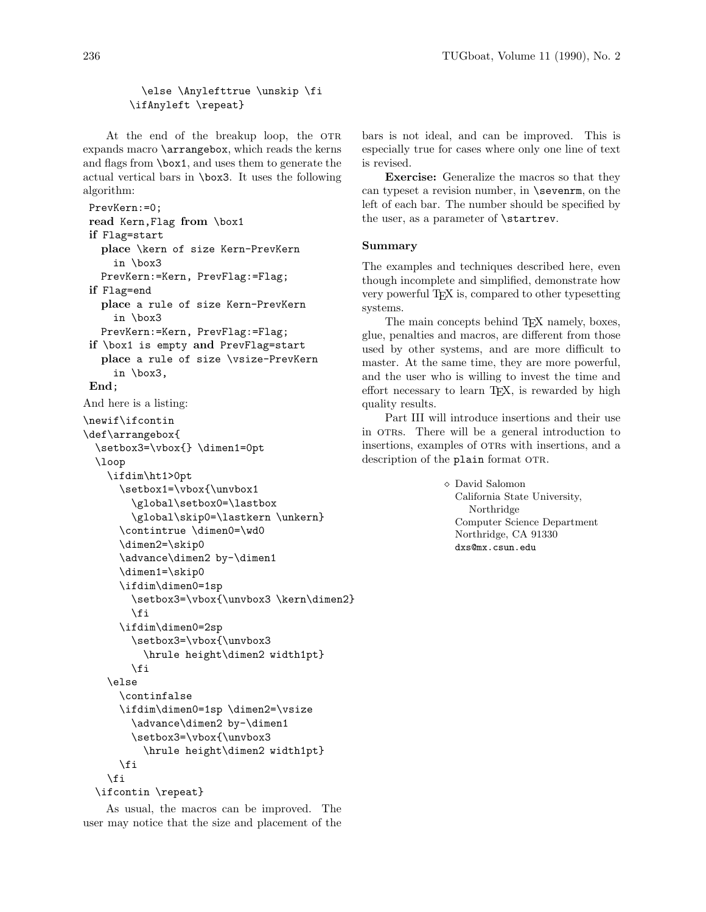```
        \else \Anylefttrue \unskip \fi
      \ifAnyleft \repeat}
```

At the end of the breakup loop, the OTR expands macro `\arrangebox`, which reads the kerns and flags from `\box1`, and uses them to generate the actual vertical bars in `\box3`. It uses the following algorithm:

```
PrevKern:=0;
read Kern,Flag from \box1
if Flag=start
  place \kern of size Kern-PrevKern
    in \box3
  PrevKern:=Kern, PrevFlag:=Flag;
if Flag=end
  place a rule of size Kern-PrevKern
    in \box3
  PrevKern:=Kern, PrevFlag:=Flag;
if \box1 is empty and PrevFlag=start
  place a rule of size \vsize-PrevKern
    in \box3,
End;
```

And here is a listing:

```
\newif\ifcontin
\def\arrangebox{
  \setbox3=\vbox{} \dimen1=0pt
  \loop
    \ifdim\ht1>0pt
      \setbox1=\vbox{\unvbox1
        \global\setbox0=\lastbox
        \global\skip0=\lastkern \unkern}
      \contintrue \dimen0=\wd0
      \dimen2=\skip0
      \advance\dimen2 by-\dimen1
      \dimen1=\skip0
      \ifdim\dimen0=1sp
        \setbox3=\vbox{\unvbox3 \kern\dimen2}
        \fi
      \ifdim\dimen0=2sp
        \setbox3=\vbox{\unvbox3
          \hrule height\dimen2 width1pt}
        \fi
    \else
      \continfalse
      \ifdim\dimen0=1sp \dimen2=\vsize
        \advance\dimen2 by-\dimen1
        \setbox3=\vbox{\unvbox3
          \hrule height\dimen2 width1pt}
      \fi
    \fi
  \ifcontin \repeat}
```

As usual, the macros can be improved. The user may notice that the size and placement of the bars is not ideal, and can be improved. This is especially true for cases where only one line of text is revised.

**Exercise:** Generalize the macros so that they can typeset a revision number, in `\sevenrm`, on the left of each bar. The number should be specified by the user, as a parameter of `\startrev`.

## Summary

The examples and techniques described here, even though incomplete and simplified, demonstrate how very powerful TeX is, compared to other typesetting systems.

The main concepts behind TeX namely, boxes, glue, penalties and macros, are different from those used by other systems, and are more difficult to master. At the same time, they are more powerful, and the user who is willing to invest the time and effort necessary to learn TeX, is rewarded by high quality results.

Part III will introduce insertions and their use in OTRs. There will be a general introduction to insertions, examples of OTRs with insertions, and a description of the `plain` format OTR.

◇ David Salomon
California State University, Northridge
Computer Science Department
Northridge, CA 91330
dxs@mx.csun.edu